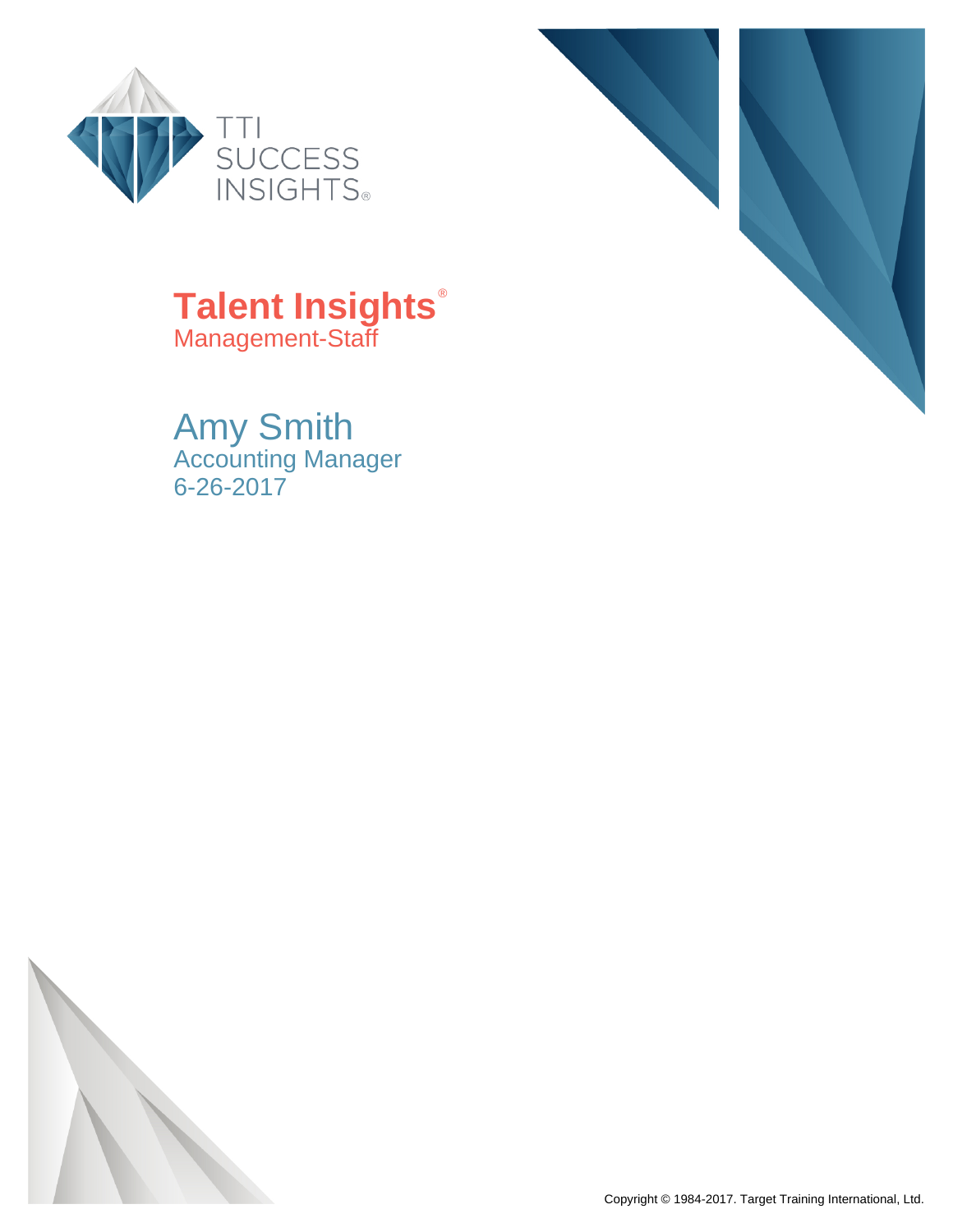TTI SUCCESS INSIGHTS®

# Talent Insights®

Management-Staff

## Amy Smith

Accounting Manager
6-26-2017

Copyright © 1984-2017. Target Training International, Ltd.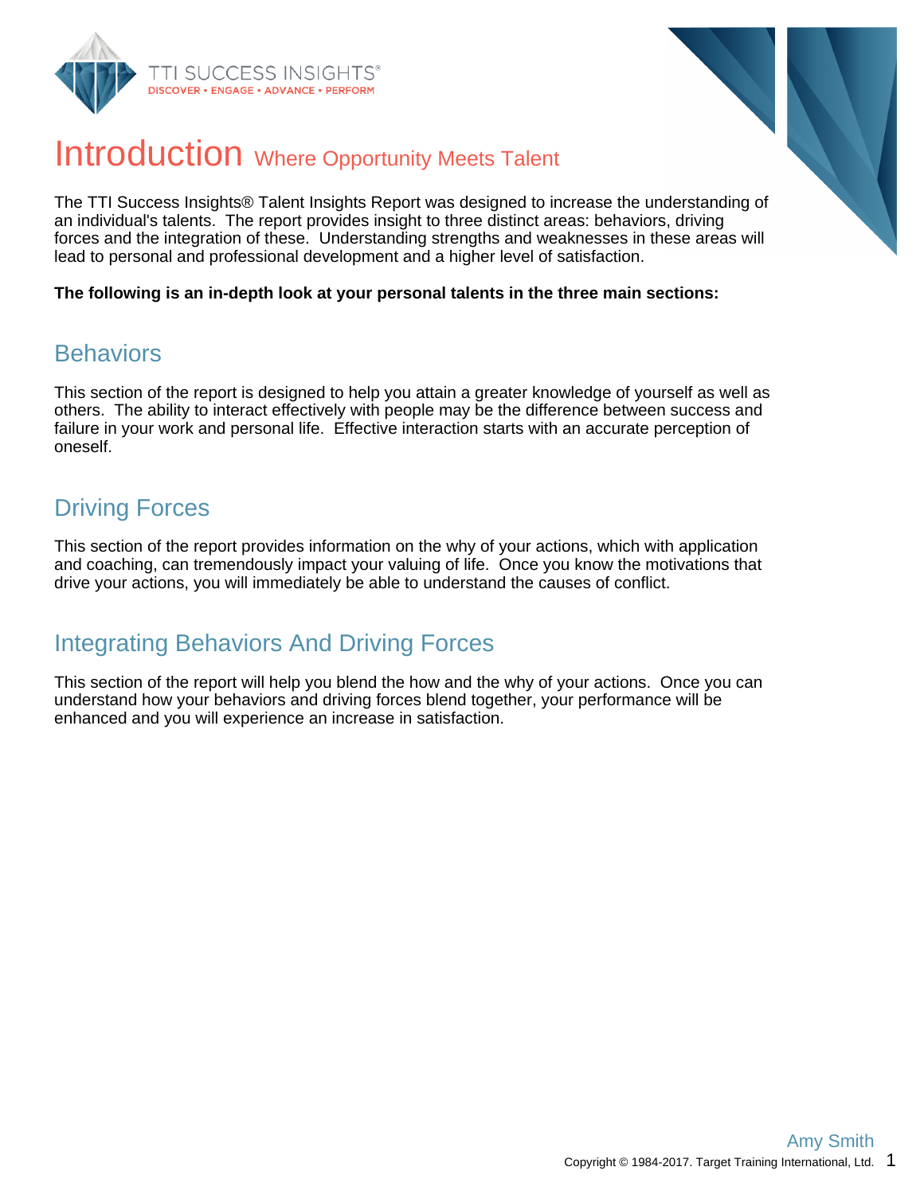# Introduction Where Opportunity Meets Talent

The TTI Success Insights® Talent Insights Report was designed to increase the understanding of an individual's talents. The report provides insight to three distinct areas: behaviors, driving forces and the integration of these. Understanding strengths and weaknesses in these areas will lead to personal and professional development and a higher level of satisfaction.

**The following is an in-depth look at your personal talents in the three main sections:**

## Behaviors

This section of the report is designed to help you attain a greater knowledge of yourself as well as others. The ability to interact effectively with people may be the difference between success and failure in your work and personal life. Effective interaction starts with an accurate perception of oneself.

## Driving Forces

This section of the report provides information on the why of your actions, which with application and coaching, can tremendously impact your valuing of life. Once you know the motivations that drive your actions, you will immediately be able to understand the causes of conflict.

## Integrating Behaviors And Driving Forces

This section of the report will help you blend the how and the why of your actions. Once you can understand how your behaviors and driving forces blend together, your performance will be enhanced and you will experience an increase in satisfaction.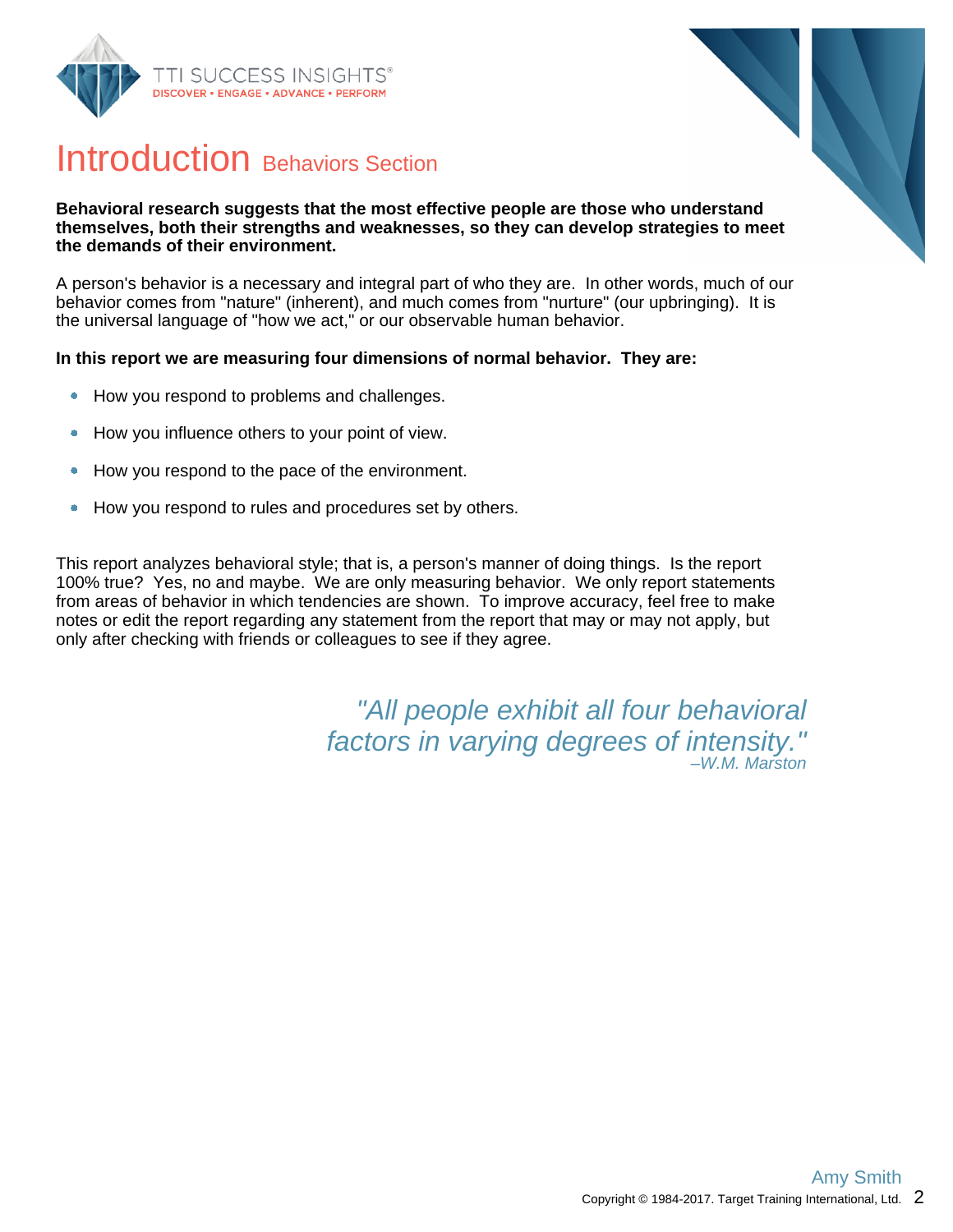# Introduction Behaviors Section

**Behavioral research suggests that the most effective people are those who understand themselves, both their strengths and weaknesses, so they can develop strategies to meet the demands of their environment.**

A person's behavior is a necessary and integral part of who they are. In other words, much of our behavior comes from "nature" (inherent), and much comes from "nurture" (our upbringing). It is the universal language of "how we act," or our observable human behavior.

**In this report we are measuring four dimensions of normal behavior. They are:**

- How you respond to problems and challenges.
- How you influence others to your point of view.
- How you respond to the pace of the environment.
- How you respond to rules and procedures set by others.

This report analyzes behavioral style; that is, a person's manner of doing things. Is the report 100% true? Yes, no and maybe. We are only measuring behavior. We only report statements from areas of behavior in which tendencies are shown. To improve accuracy, feel free to make notes or edit the report regarding any statement from the report that may or may not apply, but only after checking with friends or colleagues to see if they agree.

*"All people exhibit all four behavioral factors in varying degrees of intensity."*
*–W.M. Marston*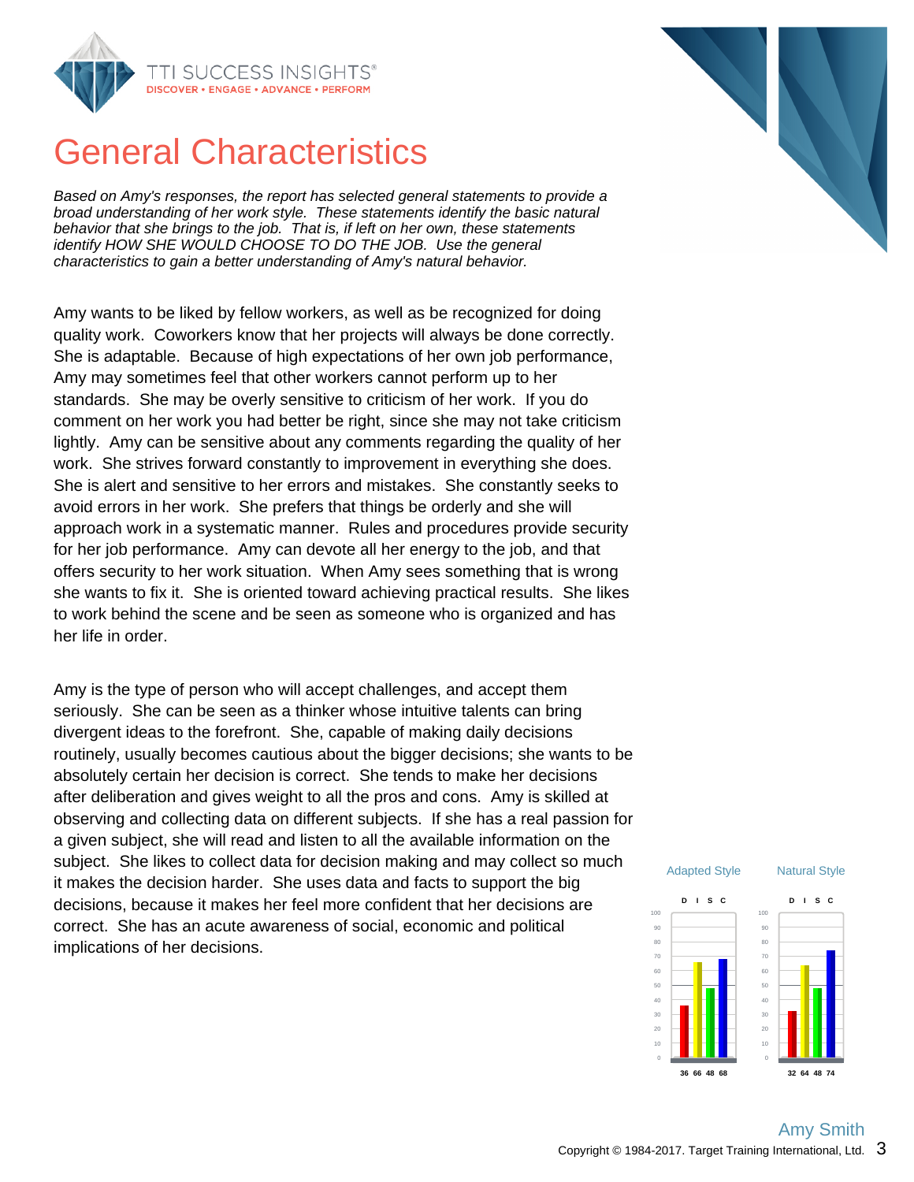# General Characteristics

*Based on Amy's responses, the report has selected general statements to provide a broad understanding of her work style. These statements identify the basic natural behavior that she brings to the job. That is, if left on her own, these statements identify HOW SHE WOULD CHOOSE TO DO THE JOB. Use the general characteristics to gain a better understanding of Amy's natural behavior.*

Amy wants to be liked by fellow workers, as well as be recognized for doing quality work. Coworkers know that her projects will always be done correctly. She is adaptable. Because of high expectations of her own job performance, Amy may sometimes feel that other workers cannot perform up to her standards. She may be overly sensitive to criticism of her work. If you do comment on her work you had better be right, since she may not take criticism lightly. Amy can be sensitive about any comments regarding the quality of her work. She strives forward constantly to improvement in everything she does. She is alert and sensitive to her errors and mistakes. She constantly seeks to avoid errors in her work. She prefers that things be orderly and she will approach work in a systematic manner. Rules and procedures provide security for her job performance. Amy can devote all her energy to the job, and that offers security to her work situation. When Amy sees something that is wrong she wants to fix it. She is oriented toward achieving practical results. She likes to work behind the scene and be seen as someone who is organized and has her life in order.

Amy is the type of person who will accept challenges, and accept them seriously. She can be seen as a thinker whose intuitive talents can bring divergent ideas to the forefront. She, capable of making daily decisions routinely, usually becomes cautious about the bigger decisions; she wants to be absolutely certain her decision is correct. She tends to make her decisions after deliberation and gives weight to all the pros and cons. Amy is skilled at observing and collecting data on different subjects. If she has a real passion for a given subject, she will read and listen to all the available information on the subject. She likes to collect data for decision making and may collect so much it makes the decision harder. She uses data and facts to support the big decisions, because it makes her feel more confident that her decisions are correct. She has an acute awareness of social, economic and political implications of her decisions.

| | D | I | S | C |
|---|---|---|---|---|
| Adapted Style | 36 | 66 | 48 | 68 |
| Natural Style | 32 | 64 | 48 | 74 |

Amy Smith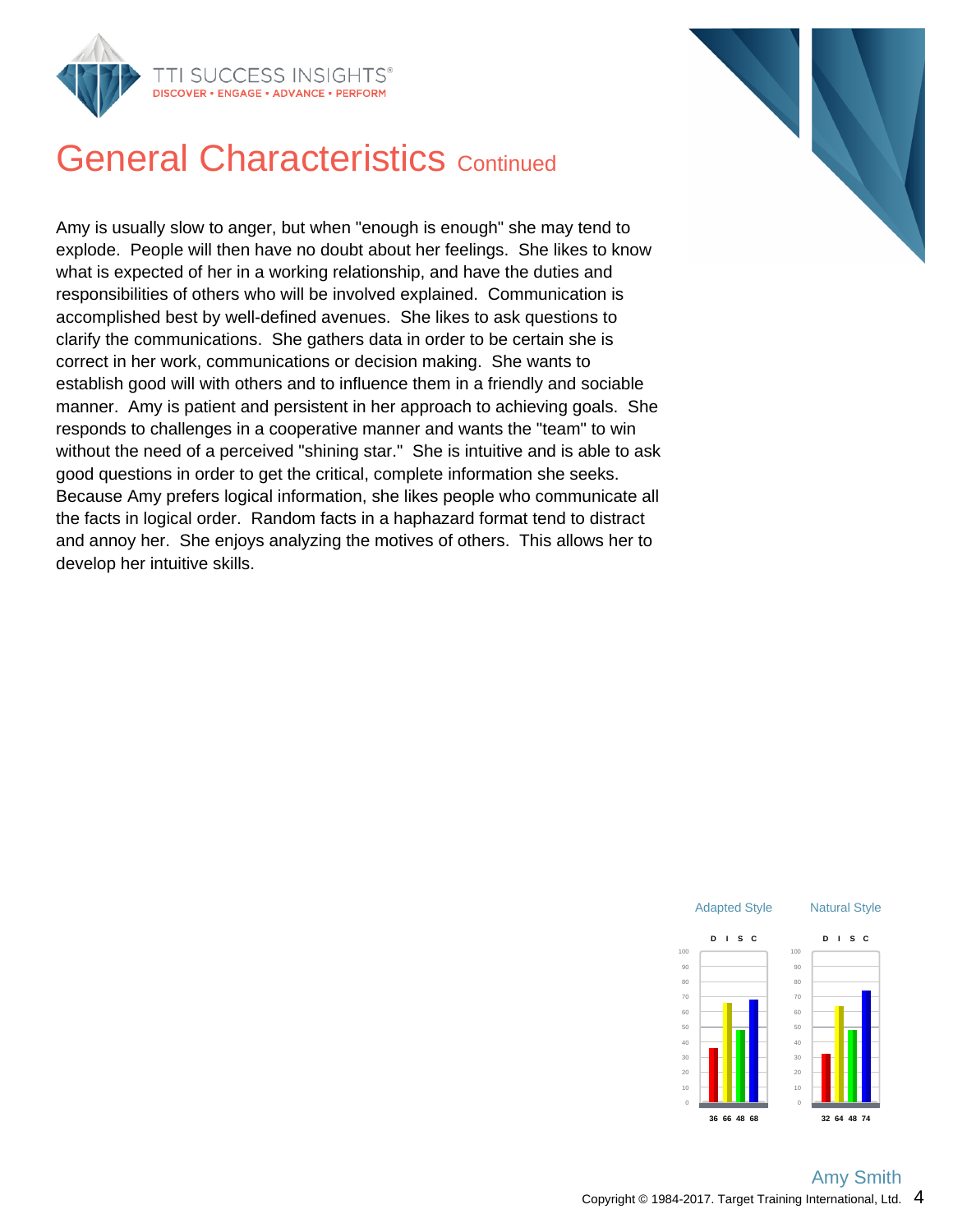# General Characteristics Continued

Amy is usually slow to anger, but when "enough is enough" she may tend to explode. People will then have no doubt about her feelings. She likes to know what is expected of her in a working relationship, and have the duties and responsibilities of others who will be involved explained. Communication is accomplished best by well-defined avenues. She likes to ask questions to clarify the communications. She gathers data in order to be certain she is correct in her work, communications or decision making. She wants to establish good will with others and to influence them in a friendly and sociable manner. Amy is patient and persistent in her approach to achieving goals. She responds to challenges in a cooperative manner and wants the "team" to win without the need of a perceived "shining star." She is intuitive and is able to ask good questions in order to get the critical, complete information she seeks. Because Amy prefers logical information, she likes people who communicate all the facts in logical order. Random facts in a haphazard format tend to distract and annoy her. She enjoys analyzing the motives of others. This allows her to develop her intuitive skills.

| | D | I | S | C |
|---|---|---|---|---|
| Adapted Style | 36 | 66 | 48 | 68 |
| Natural Style | 32 | 64 | 48 | 74 |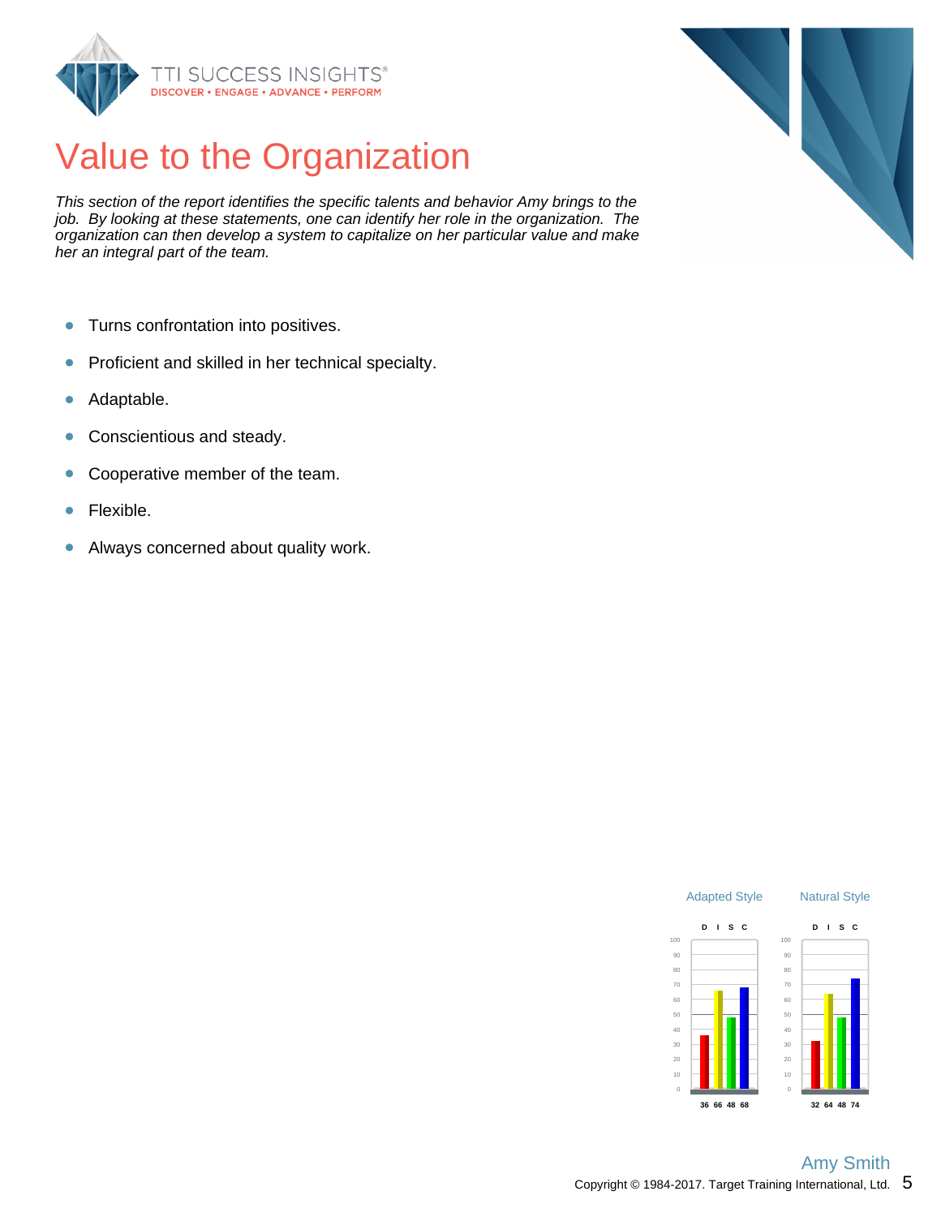# Value to the Organization

*This section of the report identifies the specific talents and behavior Amy brings to the job. By looking at these statements, one can identify her role in the organization. The organization can then develop a system to capitalize on her particular value and make her an integral part of the team.*

- Turns confrontation into positives.
- Proficient and skilled in her technical specialty.
- Adaptable.
- Conscientious and steady.
- Cooperative member of the team.
- Flexible.
- Always concerned about quality work.

| | D | I | S | C |
|---|---|---|---|---|
| Adapted Style | 36 | 66 | 48 | 68 |
| Natural Style | 32 | 64 | 48 | 74 |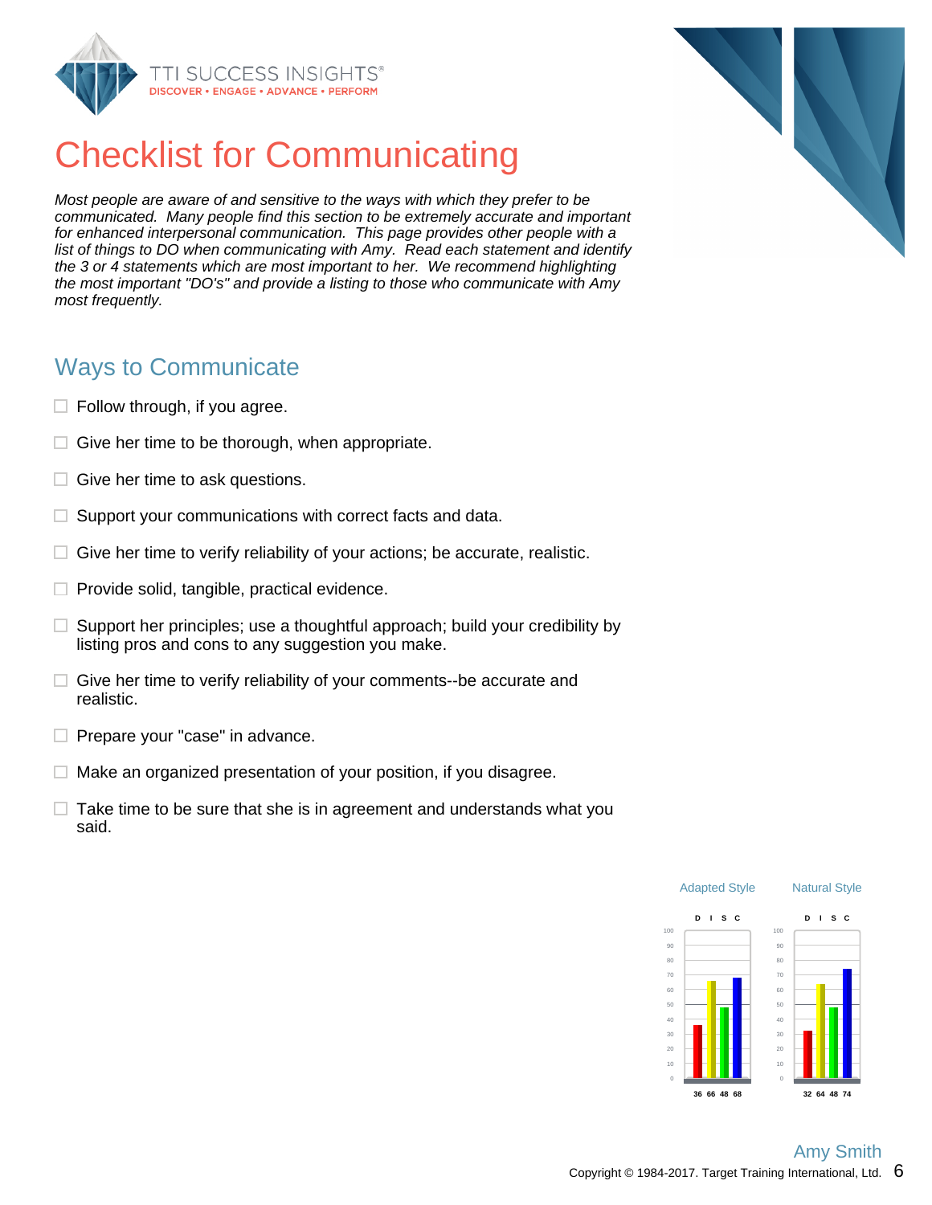# Checklist for Communicating

*Most people are aware of and sensitive to the ways with which they prefer to be communicated. Many people find this section to be extremely accurate and important for enhanced interpersonal communication. This page provides other people with a list of things to DO when communicating with Amy. Read each statement and identify the 3 or 4 statements which are most important to her. We recommend highlighting the most important "DO's" and provide a listing to those who communicate with Amy most frequently.*

## Ways to Communicate

- ☐ Follow through, if you agree.
- ☐ Give her time to be thorough, when appropriate.
- ☐ Give her time to ask questions.
- ☐ Support your communications with correct facts and data.
- ☐ Give her time to verify reliability of your actions; be accurate, realistic.
- ☐ Provide solid, tangible, practical evidence.
- ☐ Support her principles; use a thoughtful approach; build your credibility by listing pros and cons to any suggestion you make.
- ☐ Give her time to verify reliability of your comments--be accurate and realistic.
- ☐ Prepare your "case" in advance.
- ☐ Make an organized presentation of your position, if you disagree.
- ☐ Take time to be sure that she is in agreement and understands what you said.

| | D | I | S | C |
|---|---|---|---|---|
| Adapted Style | 36 | 66 | 48 | 68 |
| Natural Style | 32 | 64 | 48 | 74 |

Amy Smith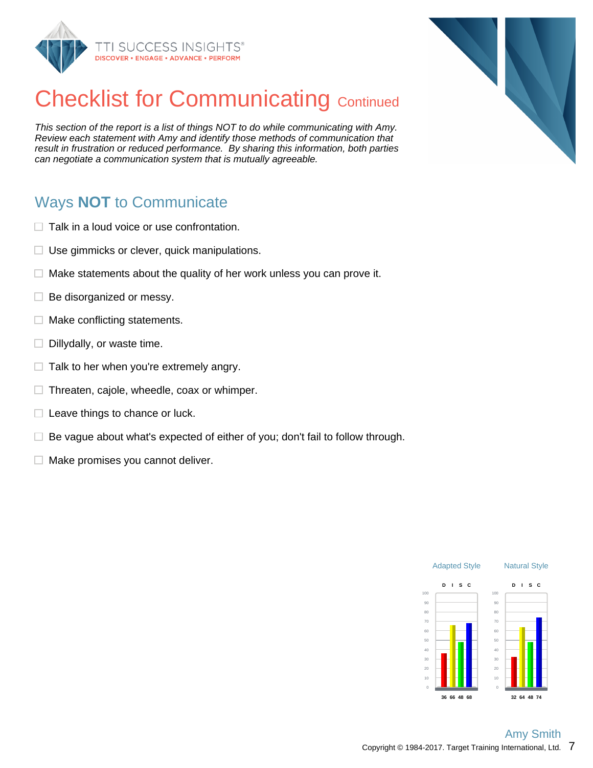# Checklist for Communicating Continued

*This section of the report is a list of things NOT to do while communicating with Amy. Review each statement with Amy and identify those methods of communication that result in frustration or reduced performance. By sharing this information, both parties can negotiate a communication system that is mutually agreeable.*

## Ways **NOT** to Communicate

- ☐ Talk in a loud voice or use confrontation.
- ☐ Use gimmicks or clever, quick manipulations.
- ☐ Make statements about the quality of her work unless you can prove it.
- ☐ Be disorganized or messy.
- ☐ Make conflicting statements.
- ☐ Dillydally, or waste time.
- ☐ Talk to her when you're extremely angry.
- ☐ Threaten, cajole, wheedle, coax or whimper.
- ☐ Leave things to chance or luck.
- ☐ Be vague about what's expected of either of you; don't fail to follow through.
- ☐ Make promises you cannot deliver.

| | D | I | S | C |
|---|---|---|---|---|
| Adapted Style | 36 | 66 | 48 | 68 |
| Natural Style | 32 | 64 | 48 | 74 |

Amy Smith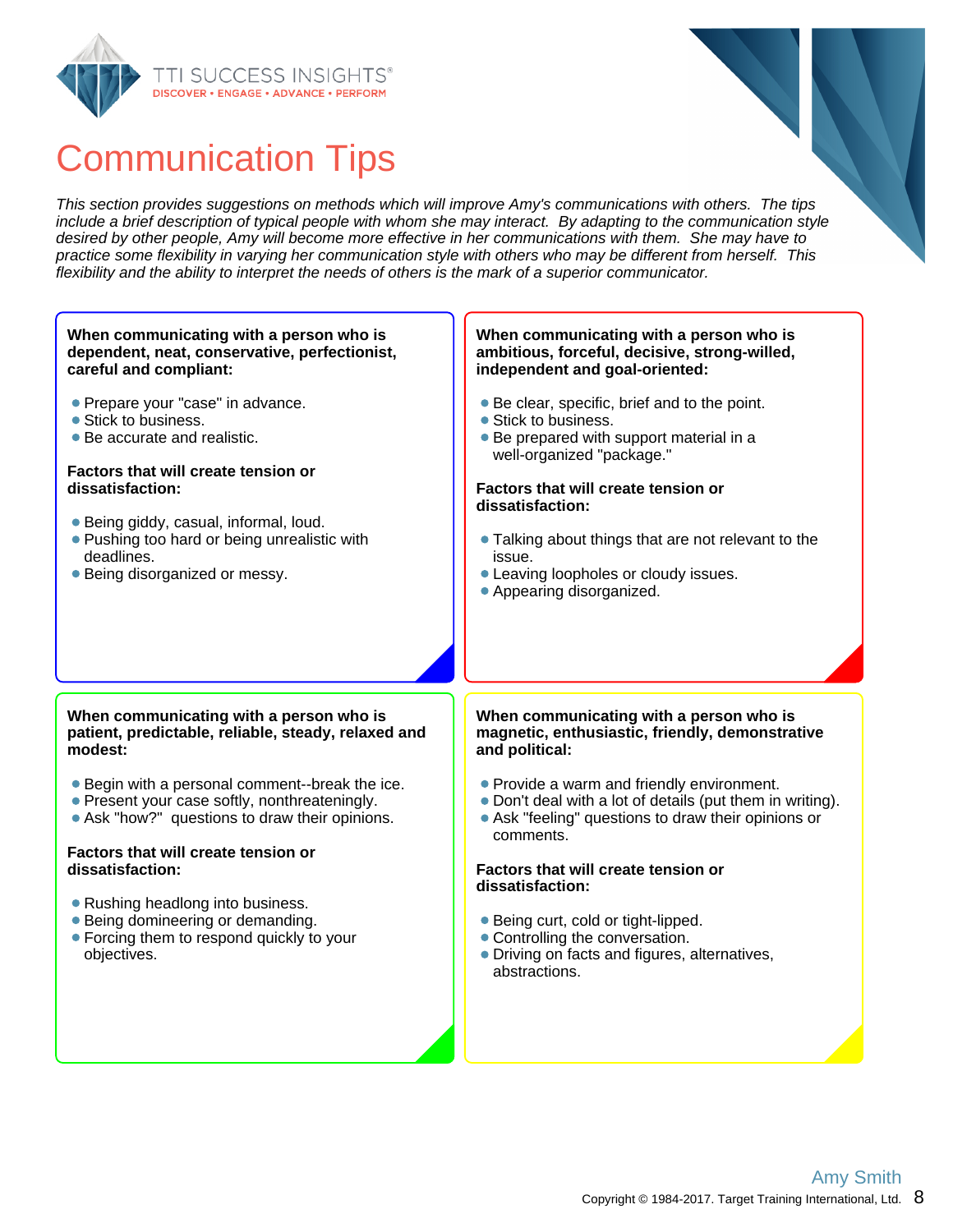# Communication Tips

*This section provides suggestions on methods which will improve Amy's communications with others. The tips include a brief description of typical people with whom she may interact. By adapting to the communication style desired by other people, Amy will become more effective in her communications with them. She may have to practice some flexibility in varying her communication style with others who may be different from herself. This flexibility and the ability to interpret the needs of others is the mark of a superior communicator.*

**When communicating with a person who is dependent, neat, conservative, perfectionist, careful and compliant:**

- Prepare your "case" in advance.
- Stick to business.
- Be accurate and realistic.

**Factors that will create tension or dissatisfaction:**

- Being giddy, casual, informal, loud.
- Pushing too hard or being unrealistic with deadlines.
- Being disorganized or messy.

**When communicating with a person who is ambitious, forceful, decisive, strong-willed, independent and goal-oriented:**

- Be clear, specific, brief and to the point.
- Stick to business.
- Be prepared with support material in a well-organized "package."

**Factors that will create tension or dissatisfaction:**

- Talking about things that are not relevant to the issue.
- Leaving loopholes or cloudy issues.
- Appearing disorganized.

**When communicating with a person who is patient, predictable, reliable, steady, relaxed and modest:**

- Begin with a personal comment--break the ice.
- Present your case softly, nonthreateningly.
- Ask "how?" questions to draw their opinions.

**Factors that will create tension or dissatisfaction:**

- Rushing headlong into business.
- Being domineering or demanding.
- Forcing them to respond quickly to your objectives.

**When communicating with a person who is magnetic, enthusiastic, friendly, demonstrative and political:**

- Provide a warm and friendly environment.
- Don't deal with a lot of details (put them in writing).
- Ask "feeling" questions to draw their opinions or comments.

**Factors that will create tension or dissatisfaction:**

- Being curt, cold or tight-lipped.
- Controlling the conversation.
- Driving on facts and figures, alternatives, abstractions.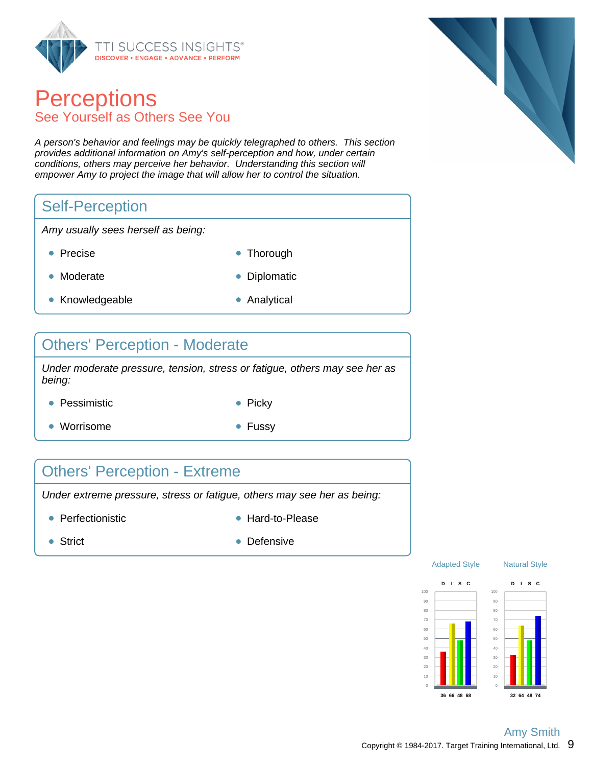# Perceptions

## See Yourself as Others See You

*A person's behavior and feelings may be quickly telegraphed to others. This section provides additional information on Amy's self-perception and how, under certain conditions, others may perceive her behavior. Understanding this section will empower Amy to project the image that will allow her to control the situation.*

### Self-Perception

*Amy usually sees herself as being:*

- Precise
- Thorough
- Moderate
- Diplomatic
- Knowledgeable
- Analytical

### Others' Perception - Moderate

*Under moderate pressure, tension, stress or fatigue, others may see her as being:*

- Pessimistic
- Picky
- Worrisome
- Fussy

### Others' Perception - Extreme

*Under extreme pressure, stress or fatigue, others may see her as being:*

- Perfectionistic
- Hard-to-Please
- Strict
- Defensive

| | D | I | S | C |
|---|---|---|---|---|
| Adapted Style | 36 | 66 | 48 | 68 |
| Natural Style | 32 | 64 | 48 | 74 |

Amy Smith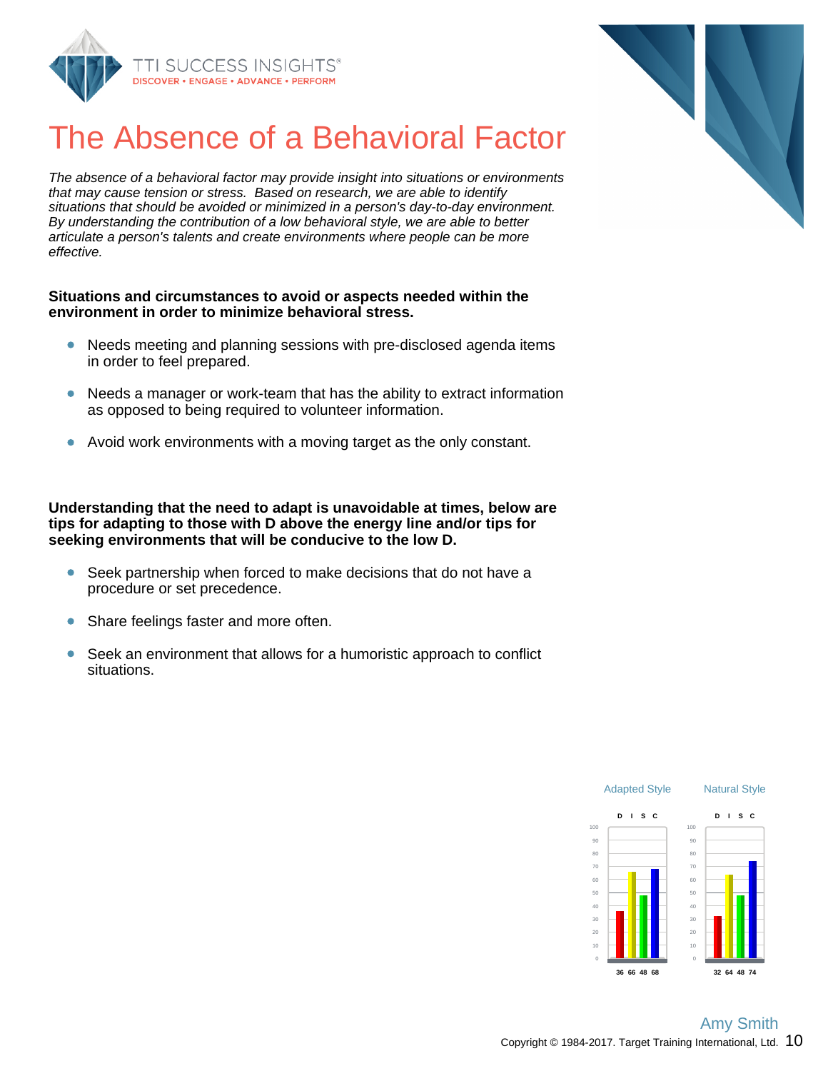# The Absence of a Behavioral Factor

*The absence of a behavioral factor may provide insight into situations or environments that may cause tension or stress. Based on research, we are able to identify situations that should be avoided or minimized in a person's day-to-day environment. By understanding the contribution of a low behavioral style, we are able to better articulate a person's talents and create environments where people can be more effective.*

**Situations and circumstances to avoid or aspects needed within the environment in order to minimize behavioral stress.**

- Needs meeting and planning sessions with pre-disclosed agenda items in order to feel prepared.
- Needs a manager or work-team that has the ability to extract information as opposed to being required to volunteer information.
- Avoid work environments with a moving target as the only constant.

**Understanding that the need to adapt is unavoidable at times, below are tips for adapting to those with D above the energy line and/or tips for seeking environments that will be conducive to the low D.**

- Seek partnership when forced to make decisions that do not have a procedure or set precedence.
- Share feelings faster and more often.
- Seek an environment that allows for a humoristic approach to conflict situations.

| | D | I | S | C |
|---|---|---|---|---|
| Adapted Style | 36 | 66 | 48 | 68 |
| Natural Style | 32 | 64 | 48 | 74 |

Amy Smith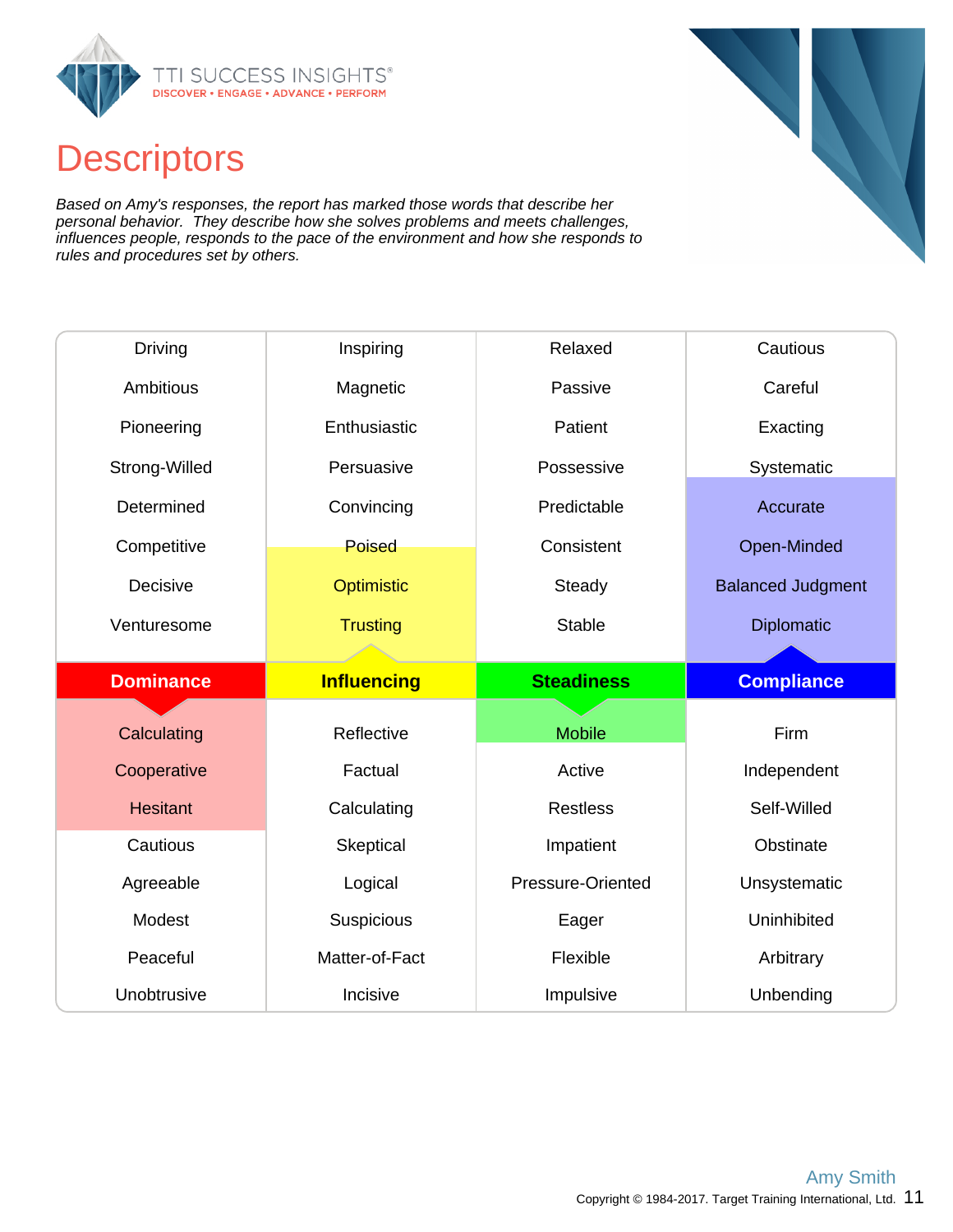# Descriptors

*Based on Amy's responses, the report has marked those words that describe her personal behavior. They describe how she solves problems and meets challenges, influences people, responds to the pace of the environment and how she responds to rules and procedures set by others.*

| Dominance | Influencing | Steadiness | Compliance |
|---|---|---|---|
| Driving | Inspiring | Relaxed | Cautious |
| Ambitious | Magnetic | Passive | Careful |
| Pioneering | Enthusiastic | Patient | Exacting |
| Strong-Willed | Persuasive | Possessive | Systematic |
| Determined | Convincing | Predictable | **Accurate** |
| Competitive | **Poised** | Consistent | **Open-Minded** |
| Decisive | **Optimistic** | Steady | **Balanced Judgment** |
| Venturesome | **Trusting** | Stable | **Diplomatic** |
| **Calculating** | Reflective | **Mobile** | Firm |
| **Cooperative** | Factual | Active | Independent |
| **Hesitant** | Calculating | Restless | Self-Willed |
| Cautious | Skeptical | Impatient | Obstinate |
| Agreeable | Logical | Pressure-Oriented | Unsystematic |
| Modest | Suspicious | Eager | Uninhibited |
| Peaceful | Matter-of-Fact | Flexible | Arbitrary |
| Unobtrusive | Incisive | Impulsive | Unbending |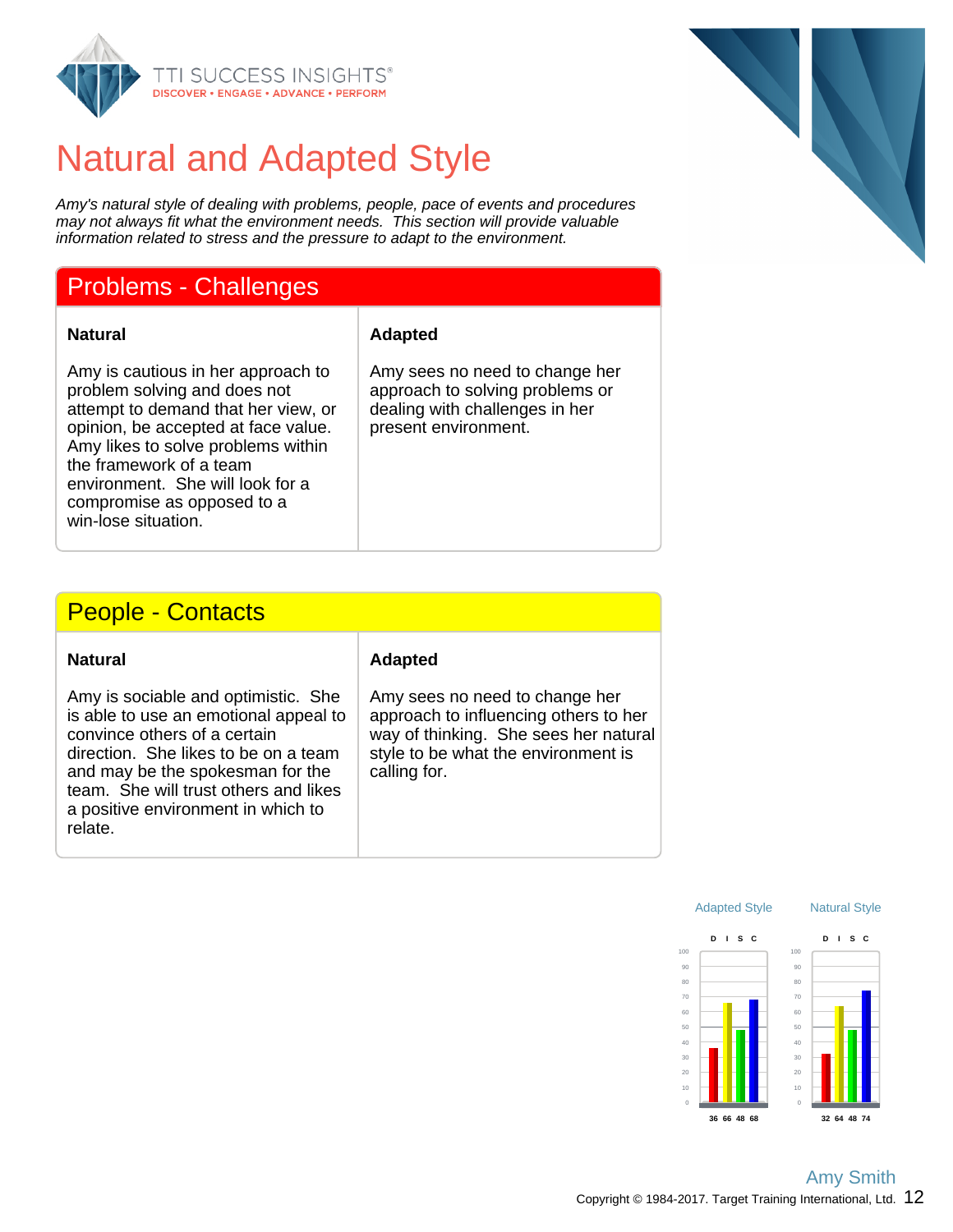# Natural and Adapted Style

*Amy's natural style of dealing with problems, people, pace of events and procedures may not always fit what the environment needs. This section will provide valuable information related to stress and the pressure to adapt to the environment.*

## Problems - Challenges

| Natural | Adapted |
|---|---|
| Amy is cautious in her approach to problem solving and does not attempt to demand that her view, or opinion, be accepted at face value. Amy likes to solve problems within the framework of a team environment. She will look for a compromise as opposed to a win-lose situation. | Amy sees no need to change her approach to solving problems or dealing with challenges in her present environment. |

## People - Contacts

| Natural | Adapted |
|---|---|
| Amy is sociable and optimistic. She is able to use an emotional appeal to convince others of a certain direction. She likes to be on a team and may be the spokesman for the team. She will trust others and likes a positive environment in which to relate. | Amy sees no need to change her approach to influencing others to her way of thinking. She sees her natural style to be what the environment is calling for. |

| | Adapted Style | Natural Style |
|---|---|---|
| D | 36 | 32 |
| I | 66 | 64 |
| S | 48 | 48 |
| C | 68 | 74 |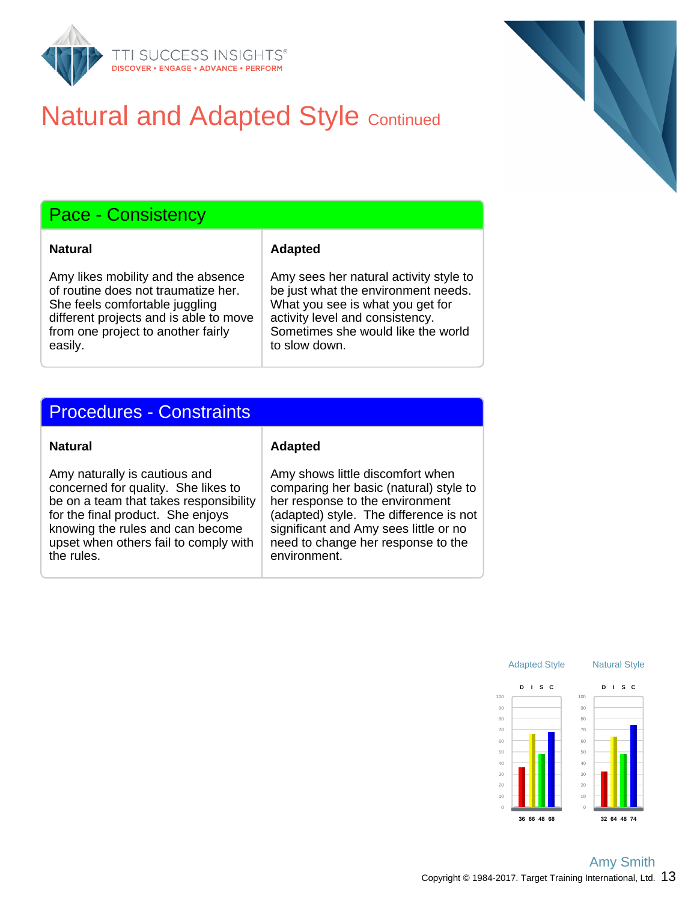# Natural and Adapted Style Continued

## Pace - Consistency

| Natural | Adapted |
|---|---|
| Amy likes mobility and the absence of routine does not traumatize her. She feels comfortable juggling different projects and is able to move from one project to another fairly easily. | Amy sees her natural activity style to be just what the environment needs. What you see is what you get for activity level and consistency. Sometimes she would like the world to slow down. |

## Procedures - Constraints

| Natural | Adapted |
|---|---|
| Amy naturally is cautious and concerned for quality. She likes to be on a team that takes responsibility for the final product. She enjoys knowing the rules and can become upset when others fail to comply with the rules. | Amy shows little discomfort when comparing her basic (natural) style to her response to the environment (adapted) style. The difference is not significant and Amy sees little or no need to change her response to the environment. |

| | D | I | S | C |
|---|---|---|---|---|
| Adapted Style | 36 | 66 | 48 | 68 |
| Natural Style | 32 | 64 | 48 | 74 |

Amy Smith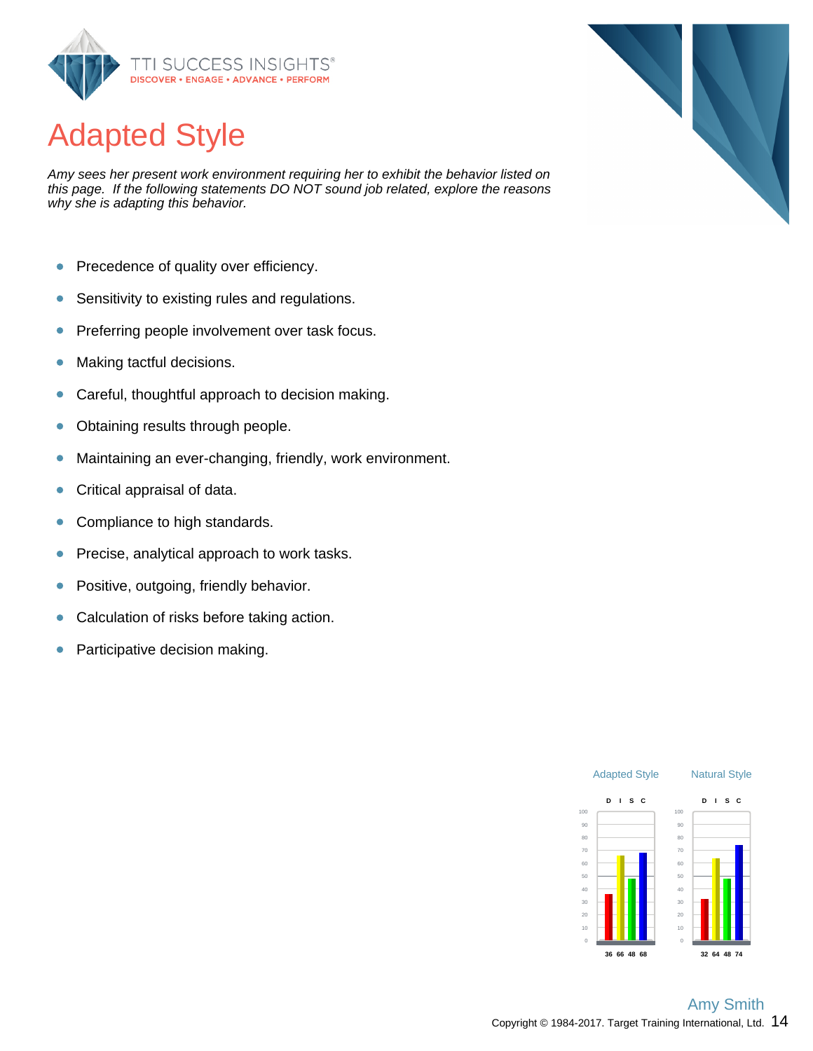# Adapted Style

*Amy sees her present work environment requiring her to exhibit the behavior listed on this page. If the following statements DO NOT sound job related, explore the reasons why she is adapting this behavior.*

- Precedence of quality over efficiency.
- Sensitivity to existing rules and regulations.
- Preferring people involvement over task focus.
- Making tactful decisions.
- Careful, thoughtful approach to decision making.
- Obtaining results through people.
- Maintaining an ever-changing, friendly, work environment.
- Critical appraisal of data.
- Compliance to high standards.
- Precise, analytical approach to work tasks.
- Positive, outgoing, friendly behavior.
- Calculation of risks before taking action.
- Participative decision making.

| | D | I | S | C |
|---|---|---|---|---|
| Adapted Style | 36 | 66 | 48 | 68 |
| Natural Style | 32 | 64 | 48 | 74 |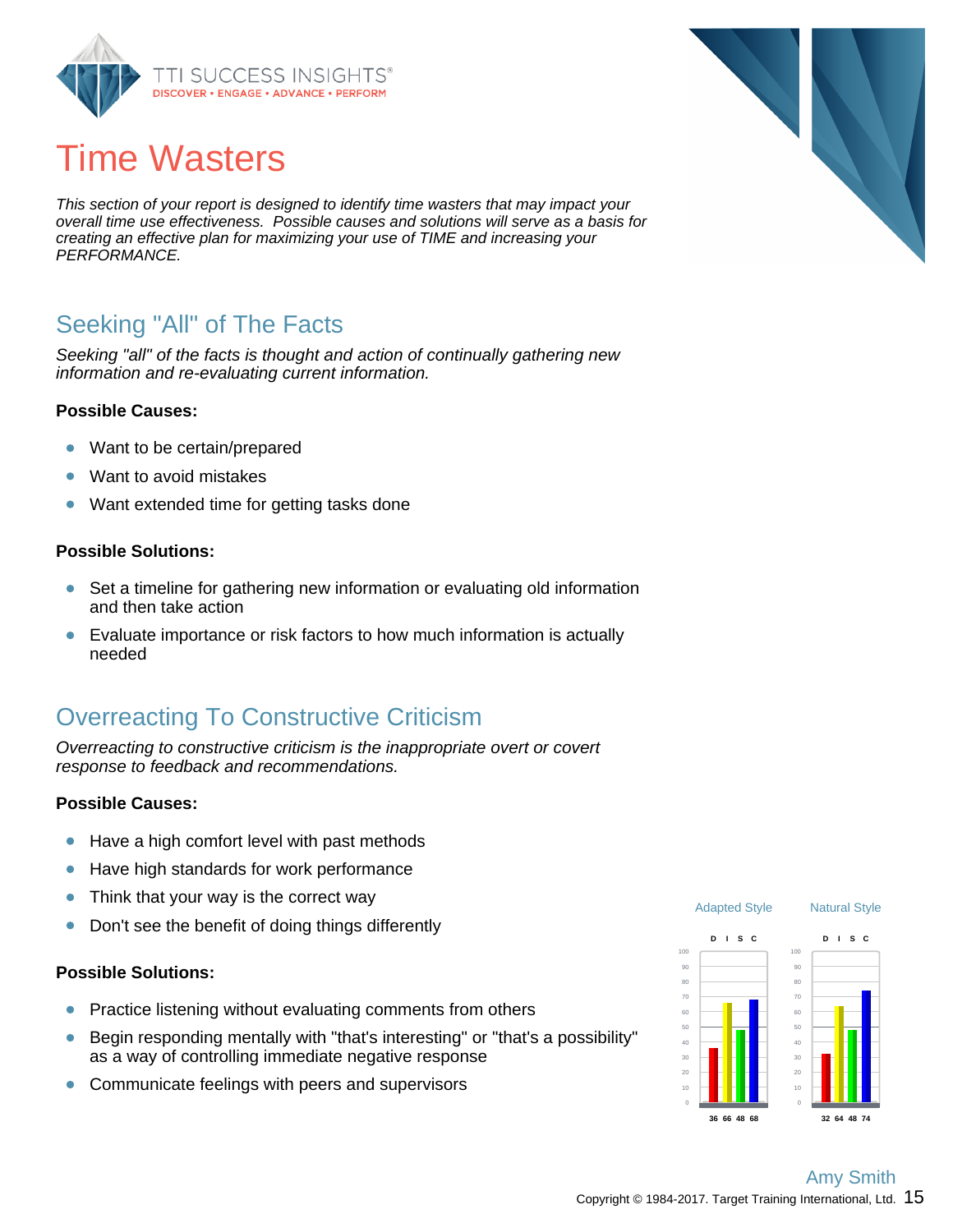# Time Wasters

*This section of your report is designed to identify time wasters that may impact your overall time use effectiveness. Possible causes and solutions will serve as a basis for creating an effective plan for maximizing your use of TIME and increasing your PERFORMANCE.*

## Seeking "All" of The Facts

*Seeking "all" of the facts is thought and action of continually gathering new information and re-evaluating current information.*

**Possible Causes:**

- Want to be certain/prepared
- Want to avoid mistakes
- Want extended time for getting tasks done

**Possible Solutions:**

- Set a timeline for gathering new information or evaluating old information and then take action
- Evaluate importance or risk factors to how much information is actually needed

## Overreacting To Constructive Criticism

*Overreacting to constructive criticism is the inappropriate overt or covert response to feedback and recommendations.*

**Possible Causes:**

- Have a high comfort level with past methods
- Have high standards for work performance
- Think that your way is the correct way
- Don't see the benefit of doing things differently

**Possible Solutions:**

- Practice listening without evaluating comments from others
- Begin responding mentally with "that's interesting" or "that's a possibility" as a way of controlling immediate negative response
- Communicate feelings with peers and supervisors

| | D | I | S | C |
|---|---|---|---|---|
| Adapted Style | 36 | 66 | 48 | 68 |
| Natural Style | 32 | 64 | 48 | 74 |

Amy Smith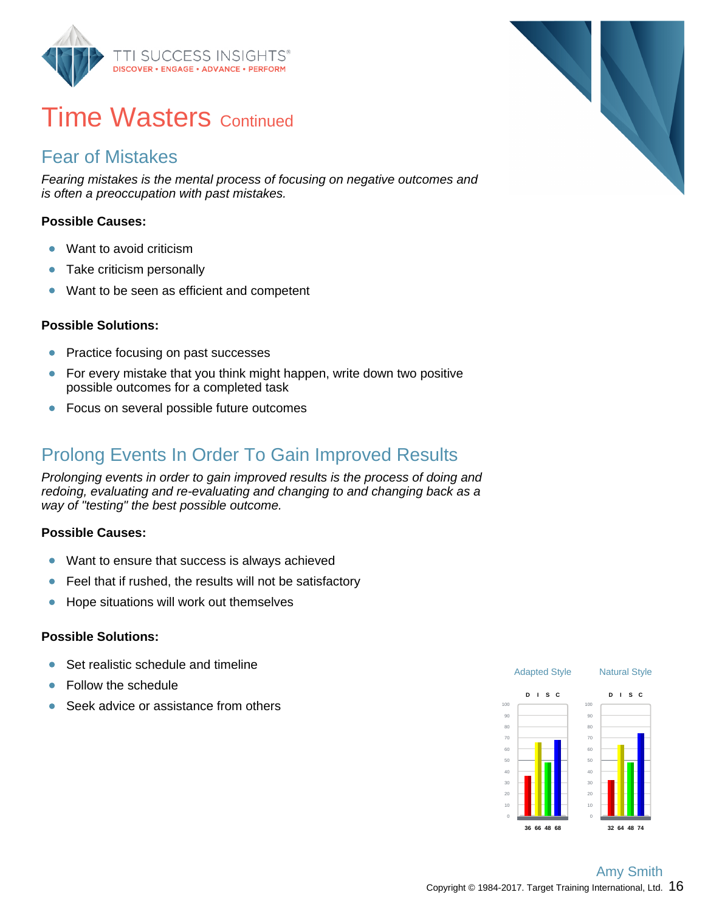# Time Wasters Continued

## Fear of Mistakes

*Fearing mistakes is the mental process of focusing on negative outcomes and is often a preoccupation with past mistakes.*

**Possible Causes:**

- Want to avoid criticism
- Take criticism personally
- Want to be seen as efficient and competent

**Possible Solutions:**

- Practice focusing on past successes
- For every mistake that you think might happen, write down two positive possible outcomes for a completed task
- Focus on several possible future outcomes

## Prolong Events In Order To Gain Improved Results

*Prolonging events in order to gain improved results is the process of doing and redoing, evaluating and re-evaluating and changing to and changing back as a way of "testing" the best possible outcome.*

**Possible Causes:**

- Want to ensure that success is always achieved
- Feel that if rushed, the results will not be satisfactory
- Hope situations will work out themselves

**Possible Solutions:**

- Set realistic schedule and timeline
- Follow the schedule
- Seek advice or assistance from others

| | D | I | S | C |
|---|---|---|---|---|
| Adapted Style | 36 | 66 | 48 | 68 |
| Natural Style | 32 | 64 | 48 | 74 |

Amy Smith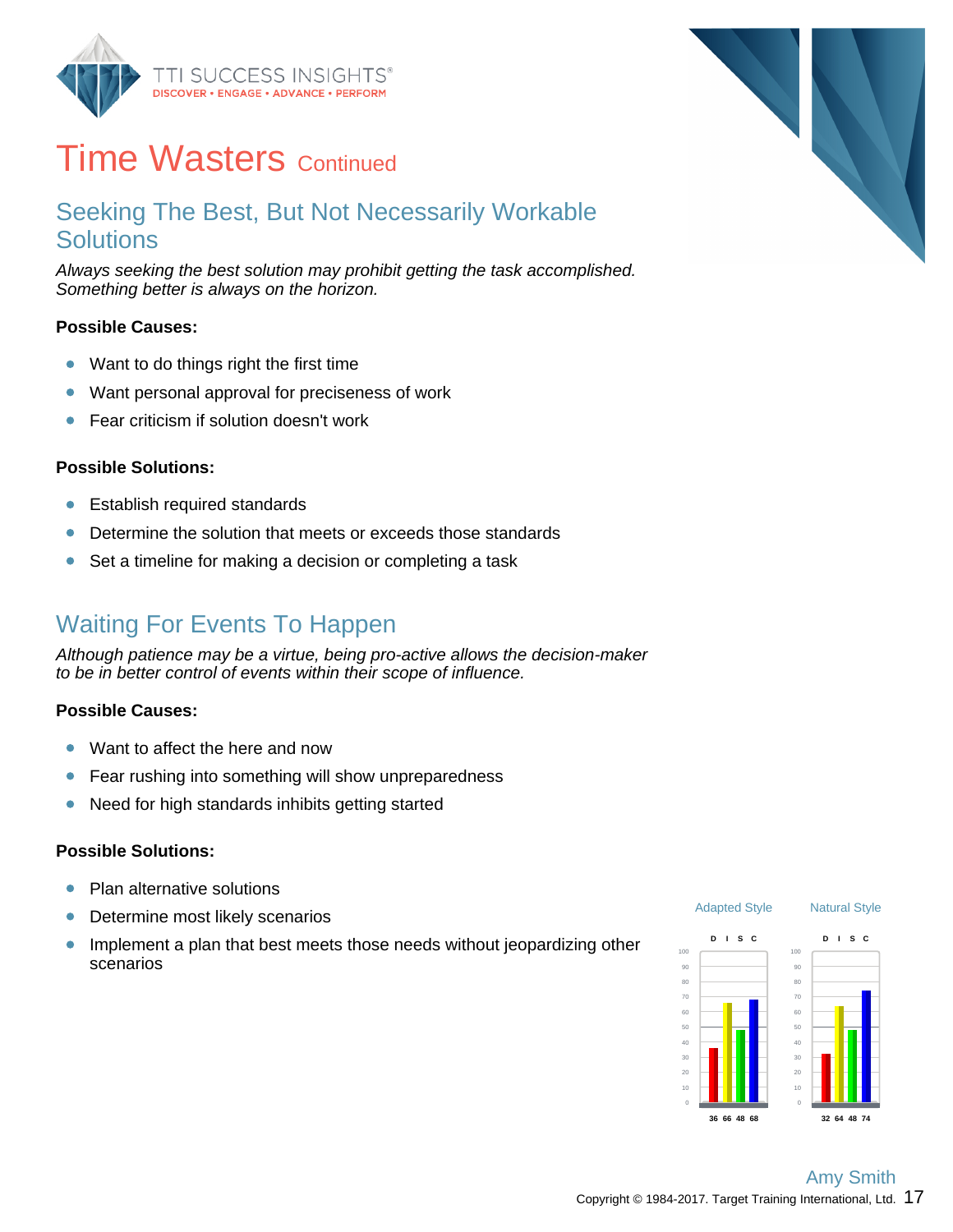# Time Wasters Continued

## Seeking The Best, But Not Necessarily Workable Solutions

*Always seeking the best solution may prohibit getting the task accomplished. Something better is always on the horizon.*

**Possible Causes:**

- Want to do things right the first time
- Want personal approval for preciseness of work
- Fear criticism if solution doesn't work

**Possible Solutions:**

- Establish required standards
- Determine the solution that meets or exceeds those standards
- Set a timeline for making a decision or completing a task

## Waiting For Events To Happen

*Although patience may be a virtue, being pro-active allows the decision-maker to be in better control of events within their scope of influence.*

**Possible Causes:**

- Want to affect the here and now
- Fear rushing into something will show unpreparedness
- Need for high standards inhibits getting started

**Possible Solutions:**

- Plan alternative solutions
- Determine most likely scenarios
- Implement a plan that best meets those needs without jeopardizing other scenarios

| | D | I | S | C |
|---|---|---|---|---|
| Adapted Style | 36 | 66 | 48 | 68 |
| Natural Style | 32 | 64 | 48 | 74 |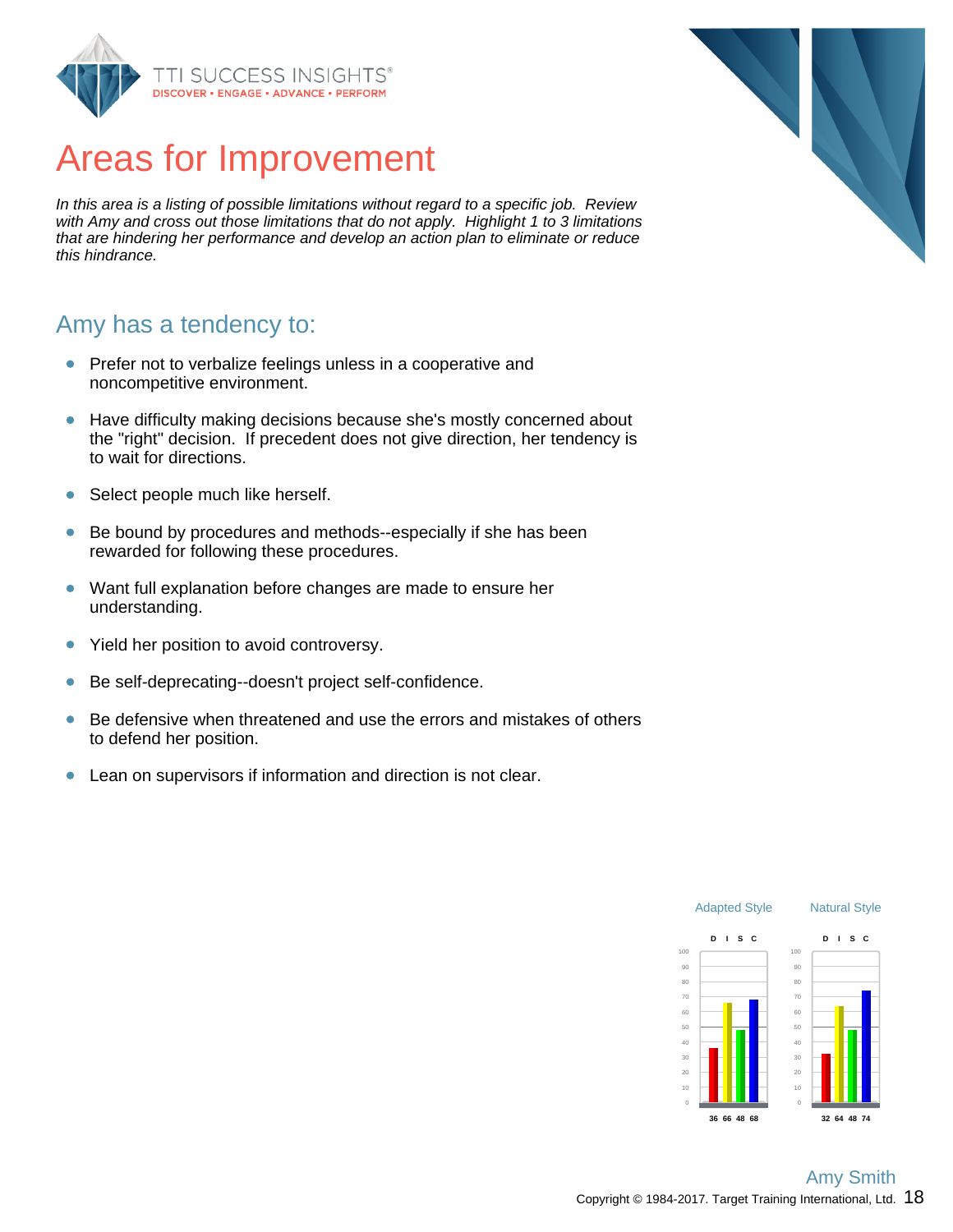# Areas for Improvement

*In this area is a listing of possible limitations without regard to a specific job. Review with Amy and cross out those limitations that do not apply. Highlight 1 to 3 limitations that are hindering her performance and develop an action plan to eliminate or reduce this hindrance.*

## Amy has a tendency to:

- Prefer not to verbalize feelings unless in a cooperative and noncompetitive environment.
- Have difficulty making decisions because she's mostly concerned about the "right" decision. If precedent does not give direction, her tendency is to wait for directions.
- Select people much like herself.
- Be bound by procedures and methods--especially if she has been rewarded for following these procedures.
- Want full explanation before changes are made to ensure her understanding.
- Yield her position to avoid controversy.
- Be self-deprecating--doesn't project self-confidence.
- Be defensive when threatened and use the errors and mistakes of others to defend her position.
- Lean on supervisors if information and direction is not clear.

| | D | I | S | C |
|---|---|---|---|---|
| Adapted Style | 36 | 66 | 48 | 68 |
| Natural Style | 32 | 64 | 48 | 74 |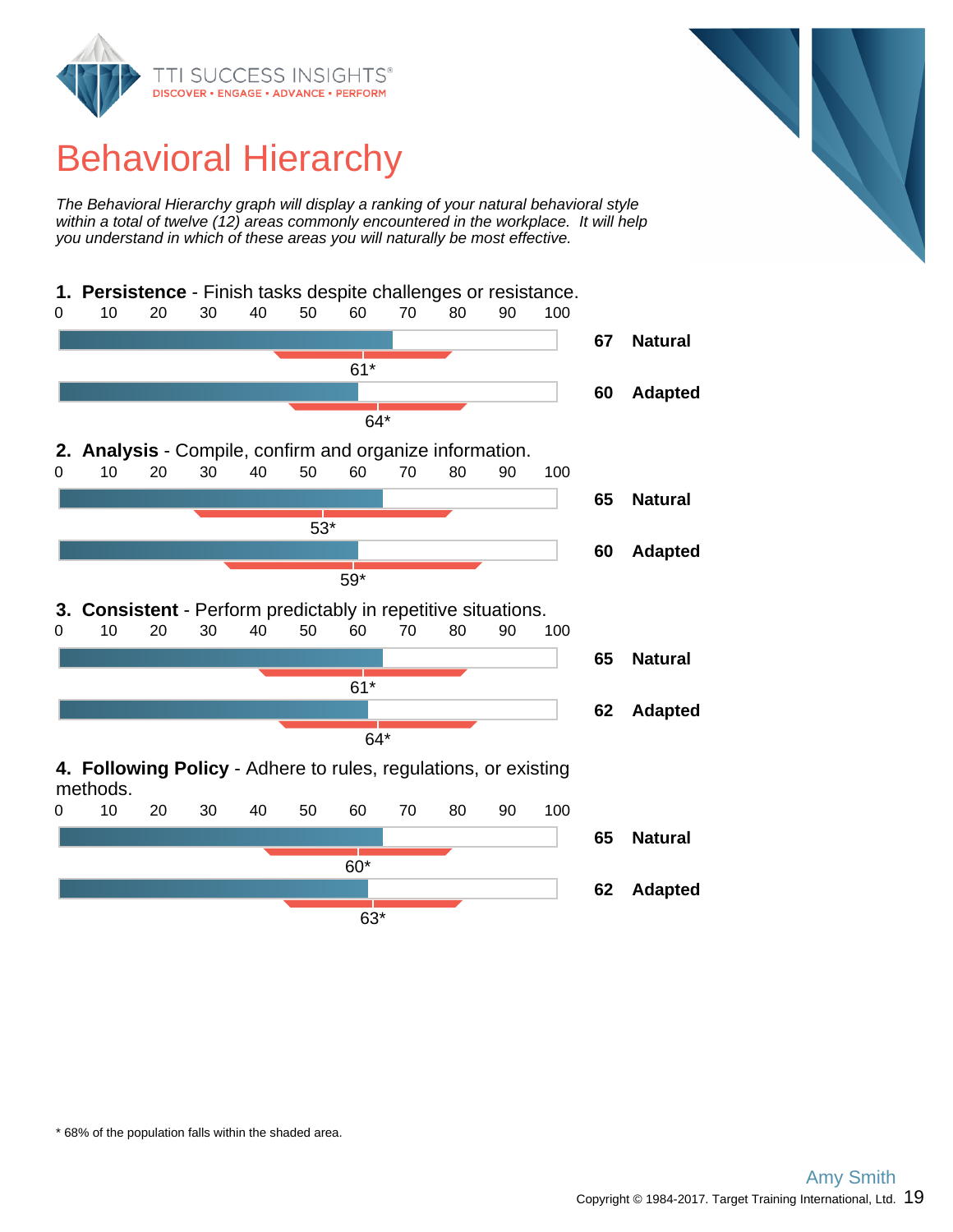# Behavioral Hierarchy

*The Behavioral Hierarchy graph will display a ranking of your natural behavioral style within a total of twelve (12) areas commonly encountered in the workplace. It will help you understand in which of these areas you will naturally be most effective.*

**1. Persistence** - Finish tasks despite challenges or resistance.

| Score | Style | Population mean |
|---|---|---|
| 67 | Natural | 61* |
| 60 | Adapted | 64* |

**2. Analysis** - Compile, confirm and organize information.

| Score | Style | Population mean |
|---|---|---|
| 65 | Natural | 53* |
| 60 | Adapted | 59* |

**3. Consistent** - Perform predictably in repetitive situations.

| Score | Style | Population mean |
|---|---|---|
| 65 | Natural | 61* |
| 62 | Adapted | 64* |

**4. Following Policy** - Adhere to rules, regulations, or existing methods.

| Score | Style | Population mean |
|---|---|---|
| 65 | Natural | 60* |
| 62 | Adapted | 63* |

* 68% of the population falls within the shaded area.

Amy Smith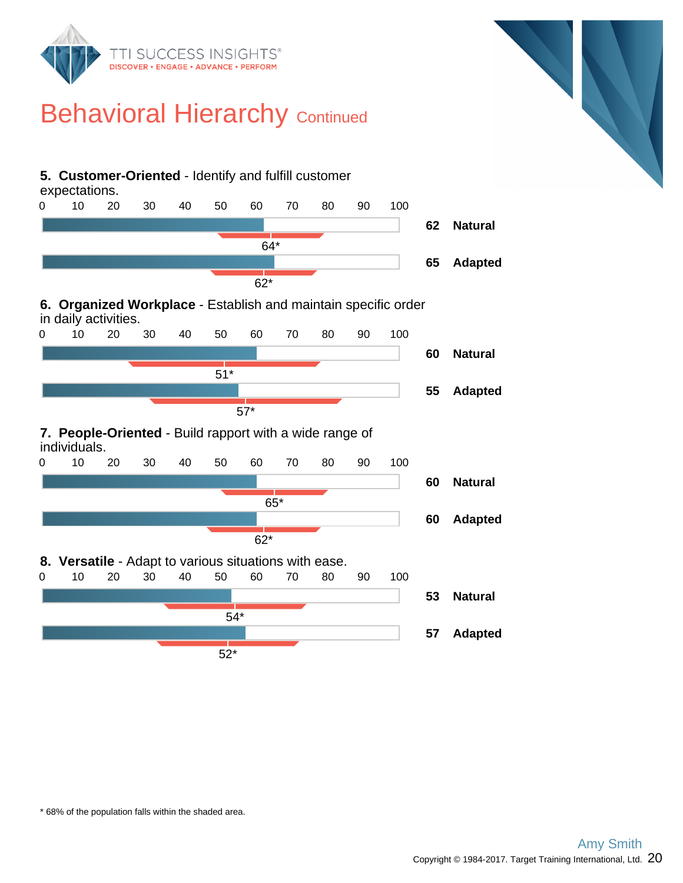# Behavioral Hierarchy Continued

**5. Customer-Oriented** - Identify and fulfill customer expectations.

| Score | Type | Population mean* |
|---|---|---|
| 62 | Natural | 64* |
| 65 | Adapted | 62* |

**6. Organized Workplace** - Establish and maintain specific order in daily activities.

| Score | Type | Population mean* |
|---|---|---|
| 60 | Natural | 51* |
| 55 | Adapted | 57* |

**7. People-Oriented** - Build rapport with a wide range of individuals.

| Score | Type | Population mean* |
|---|---|---|
| 60 | Natural | 65* |
| 60 | Adapted | 62* |

**8. Versatile** - Adapt to various situations with ease.

| Score | Type | Population mean* |
|---|---|---|
| 53 | Natural | 54* |
| 57 | Adapted | 52* |

* 68% of the population falls within the shaded area.

Amy Smith

Copyright © 1984-2017. Target Training International, Ltd.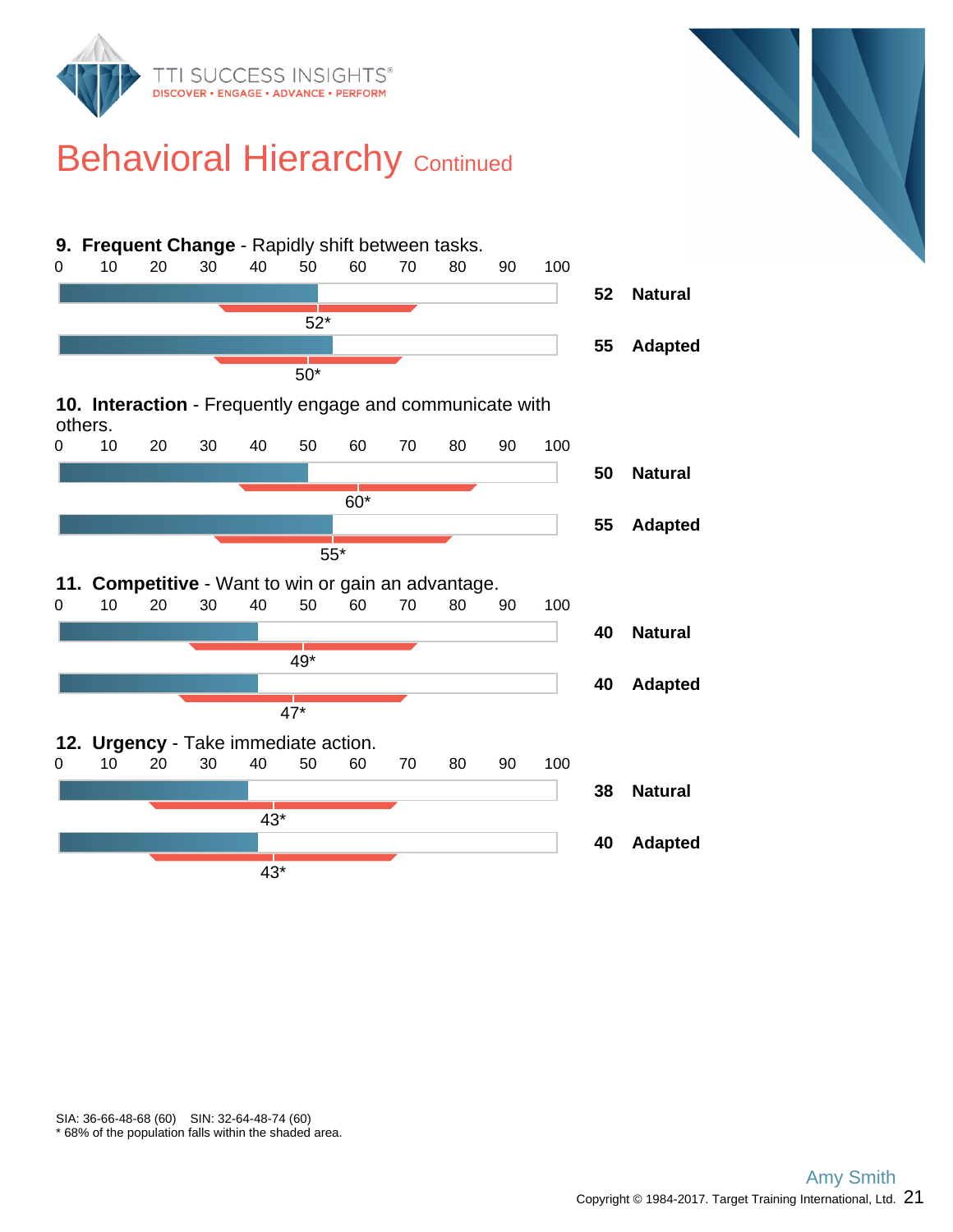# Behavioral Hierarchy Continued

**9. Frequent Change** - Rapidly shift between tasks.

| Score | Type | Population mean* |
|---|---|---|
| 52 | Natural | 52* |
| 55 | Adapted | 50* |

**10. Interaction** - Frequently engage and communicate with others.

| Score | Type | Population mean* |
|---|---|---|
| 50 | Natural | 60* |
| 55 | Adapted | 55* |

**11. Competitive** - Want to win or gain an advantage.

| Score | Type | Population mean* |
|---|---|---|
| 40 | Natural | 49* |
| 40 | Adapted | 47* |

**12. Urgency** - Take immediate action.

| Score | Type | Population mean* |
|---|---|---|
| 38 | Natural | 43* |
| 40 | Adapted | 43* |

SIA: 36-66-48-68 (60) SIN: 32-64-48-74 (60)

* 68% of the population falls within the shaded area.

Amy Smith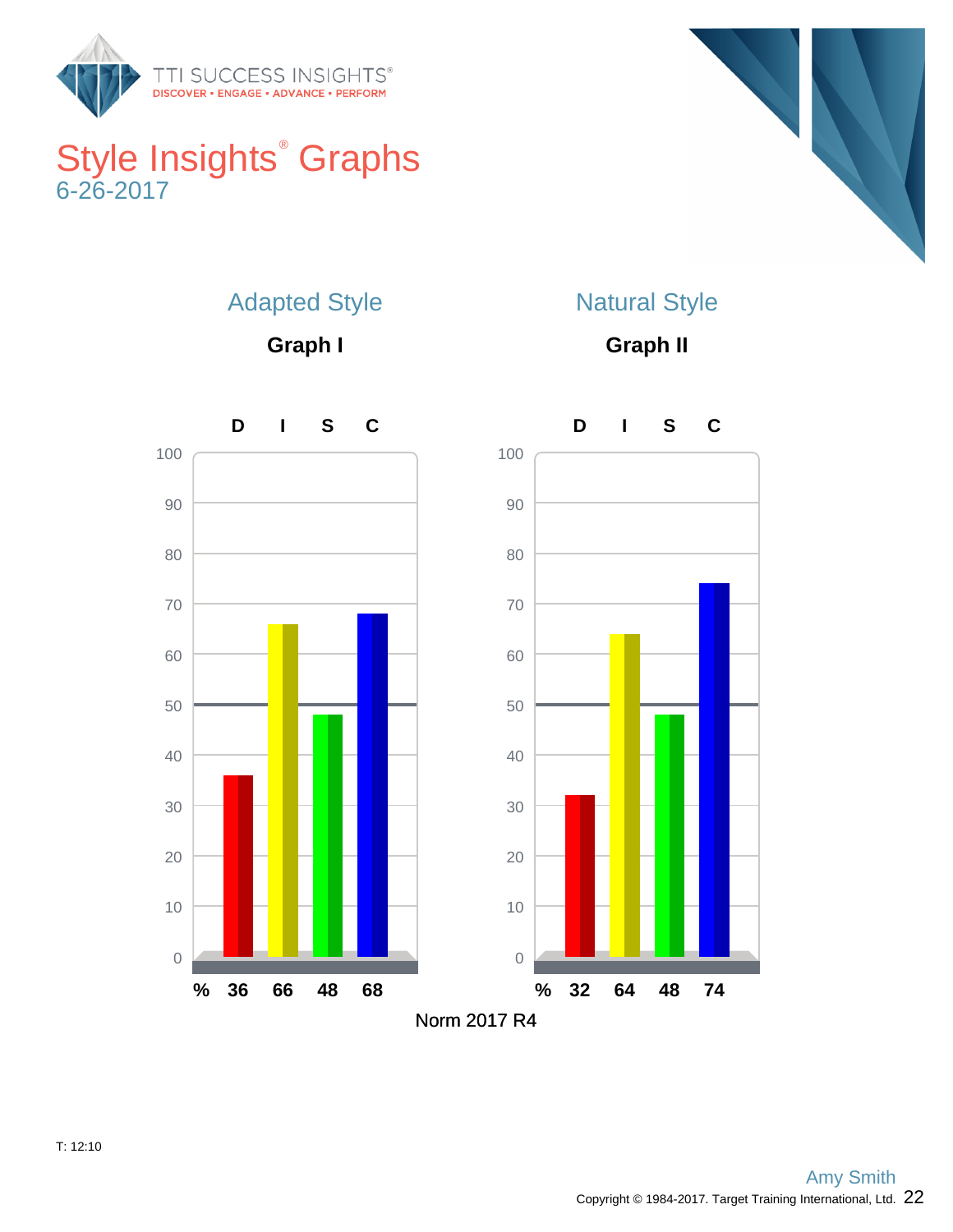# Style Insights® Graphs

6-26-2017

## Adapted Style

**Graph I**

| % | D | I | S | C |
|---|---|---|---|---|
| | 36 | 66 | 48 | 68 |

## Natural Style

**Graph II**

| % | D | I | S | C |
|---|---|---|---|---|
| | 32 | 64 | 48 | 74 |

Norm 2017 R4

T: 12:10

Amy Smith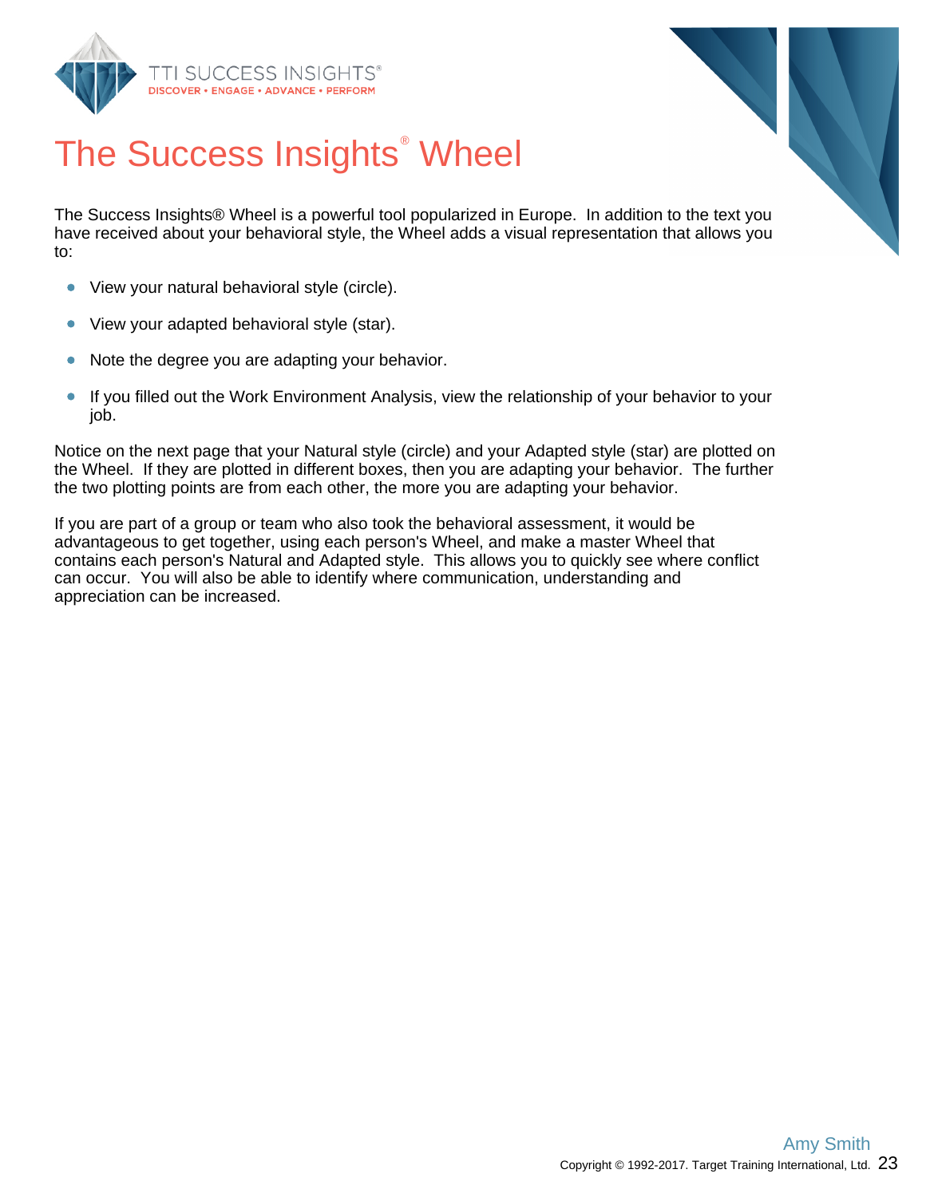# The Success Insights® Wheel

The Success Insights® Wheel is a powerful tool popularized in Europe. In addition to the text you have received about your behavioral style, the Wheel adds a visual representation that allows you to:

- View your natural behavioral style (circle).
- View your adapted behavioral style (star).
- Note the degree you are adapting your behavior.
- If you filled out the Work Environment Analysis, view the relationship of your behavior to your job.

Notice on the next page that your Natural style (circle) and your Adapted style (star) are plotted on the Wheel. If they are plotted in different boxes, then you are adapting your behavior. The further the two plotting points are from each other, the more you are adapting your behavior.

If you are part of a group or team who also took the behavioral assessment, it would be advantageous to get together, using each person's Wheel, and make a master Wheel that contains each person's Natural and Adapted style. This allows you to quickly see where conflict can occur. You will also be able to identify where communication, understanding and appreciation can be increased.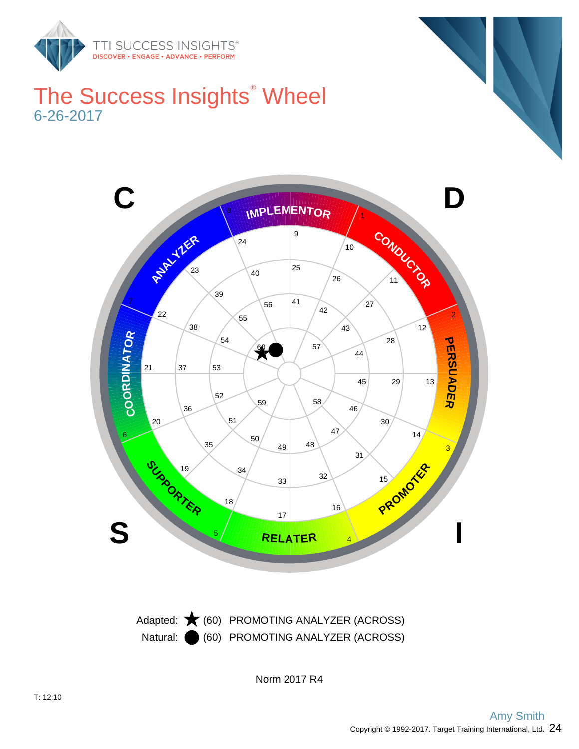# The Success Insights® Wheel

6-26-2017

C

D

S

I

IMPLEMENTOR

CONDUCTOR

PERSUADER

PROMOTER

RELATER

SUPPORTER

COORDINATOR

ANALYZER

Adapted: ★ (60) PROMOTING ANALYZER (ACROSS)

Natural: ● (60) PROMOTING ANALYZER (ACROSS)

Norm 2017 R4

T: 12:10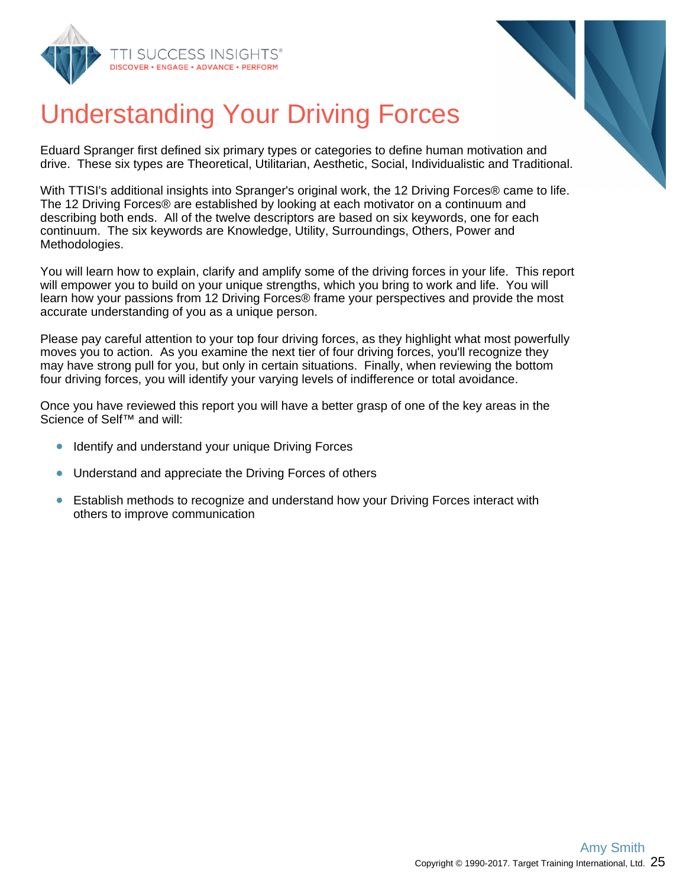# Understanding Your Driving Forces

Eduard Spranger first defined six primary types or categories to define human motivation and drive. These six types are Theoretical, Utilitarian, Aesthetic, Social, Individualistic and Traditional.

With TTISI's additional insights into Spranger's original work, the 12 Driving Forces® came to life. The 12 Driving Forces® are established by looking at each motivator on a continuum and describing both ends. All of the twelve descriptors are based on six keywords, one for each continuum. The six keywords are Knowledge, Utility, Surroundings, Others, Power and Methodologies.

You will learn how to explain, clarify and amplify some of the driving forces in your life. This report will empower you to build on your unique strengths, which you bring to work and life. You will learn how your passions from 12 Driving Forces® frame your perspectives and provide the most accurate understanding of you as a unique person.

Please pay careful attention to your top four driving forces, as they highlight what most powerfully moves you to action. As you examine the next tier of four driving forces, you'll recognize they may have strong pull for you, but only in certain situations. Finally, when reviewing the bottom four driving forces, you will identify your varying levels of indifference or total avoidance.

Once you have reviewed this report you will have a better grasp of one of the key areas in the Science of Self™ and will:

- Identify and understand your unique Driving Forces
- Understand and appreciate the Driving Forces of others
- Establish methods to recognize and understand how your Driving Forces interact with others to improve communication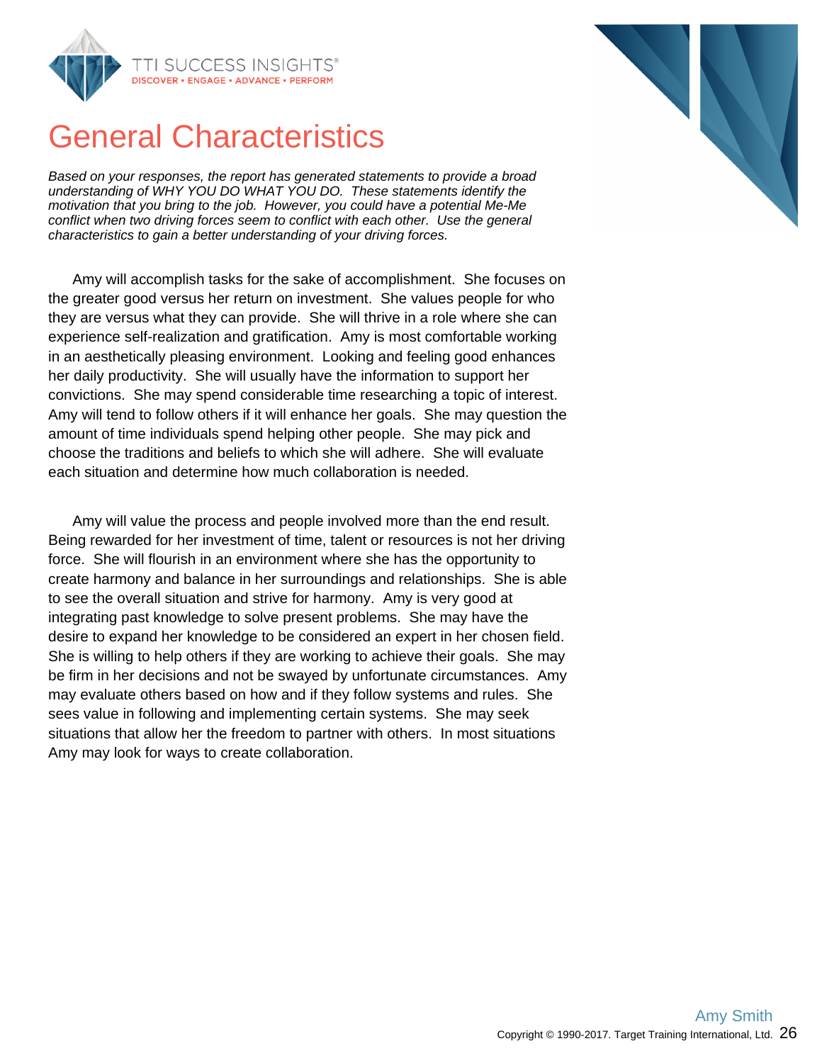# General Characteristics

*Based on your responses, the report has generated statements to provide a broad understanding of WHY YOU DO WHAT YOU DO. These statements identify the motivation that you bring to the job. However, you could have a potential Me-Me conflict when two driving forces seem to conflict with each other. Use the general characteristics to gain a better understanding of your driving forces.*

Amy will accomplish tasks for the sake of accomplishment. She focuses on the greater good versus her return on investment. She values people for who they are versus what they can provide. She will thrive in a role where she can experience self-realization and gratification. Amy is most comfortable working in an aesthetically pleasing environment. Looking and feeling good enhances her daily productivity. She will usually have the information to support her convictions. She may spend considerable time researching a topic of interest. Amy will tend to follow others if it will enhance her goals. She may question the amount of time individuals spend helping other people. She may pick and choose the traditions and beliefs to which she will adhere. She will evaluate each situation and determine how much collaboration is needed.

Amy will value the process and people involved more than the end result. Being rewarded for her investment of time, talent or resources is not her driving force. She will flourish in an environment where she has the opportunity to create harmony and balance in her surroundings and relationships. She is able to see the overall situation and strive for harmony. Amy is very good at integrating past knowledge to solve present problems. She may have the desire to expand her knowledge to be considered an expert in her chosen field. She is willing to help others if they are working to achieve their goals. She may be firm in her decisions and not be swayed by unfortunate circumstances. Amy may evaluate others based on how and if they follow systems and rules. She sees value in following and implementing certain systems. She may seek situations that allow her the freedom to partner with others. In most situations Amy may look for ways to create collaboration.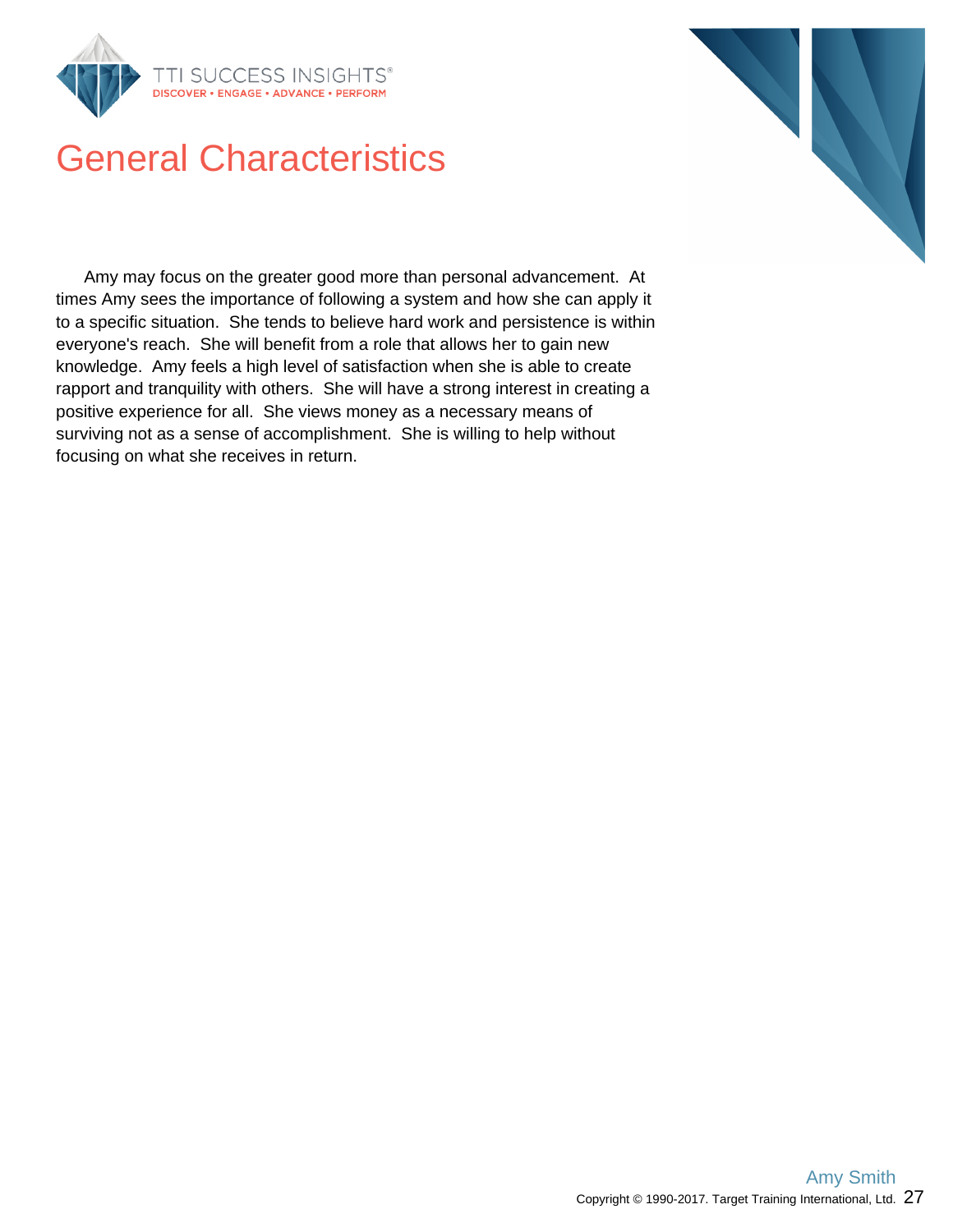# General Characteristics

Amy may focus on the greater good more than personal advancement. At times Amy sees the importance of following a system and how she can apply it to a specific situation. She tends to believe hard work and persistence is within everyone's reach. She will benefit from a role that allows her to gain new knowledge. Amy feels a high level of satisfaction when she is able to create rapport and tranquility with others. She will have a strong interest in creating a positive experience for all. She views money as a necessary means of surviving not as a sense of accomplishment. She is willing to help without focusing on what she receives in return.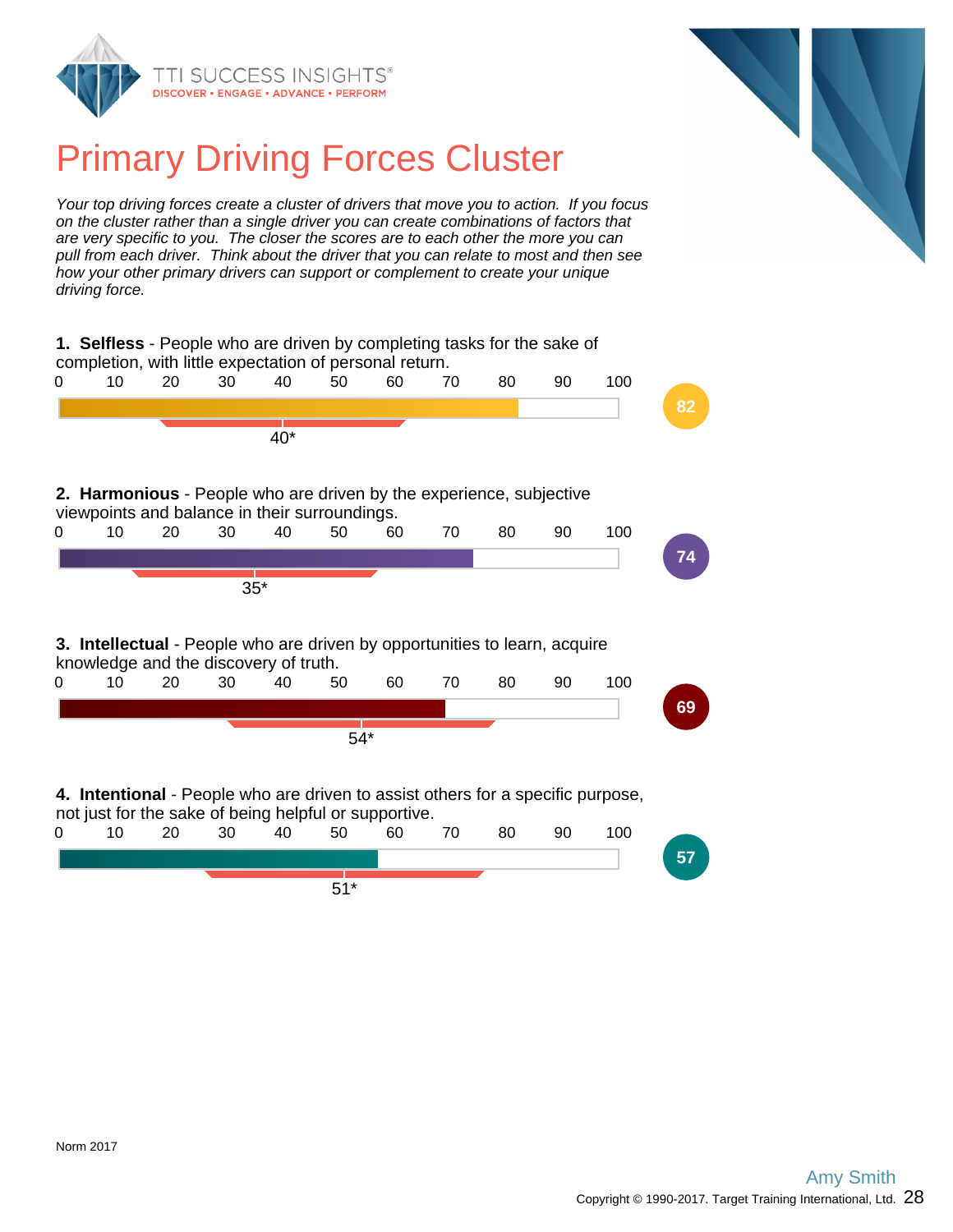# Primary Driving Forces Cluster

*Your top driving forces create a cluster of drivers that move you to action. If you focus on the cluster rather than a single driver you can create combinations of factors that are very specific to you. The closer the scores are to each other the more you can pull from each driver. Think about the driver that you can relate to most and then see how your other primary drivers can support or complement to create your unique driving force.*

**1. Selfless** - People who are driven by completing tasks for the sake of completion, with little expectation of personal return.

0 10 20 30 40 50 60 70 80 90 100

Score: 82

40*

**2. Harmonious** - People who are driven by the experience, subjective viewpoints and balance in their surroundings.

0 10 20 30 40 50 60 70 80 90 100

Score: 74

35*

**3. Intellectual** - People who are driven by opportunities to learn, acquire knowledge and the discovery of truth.

0 10 20 30 40 50 60 70 80 90 100

Score: 69

54*

**4. Intentional** - People who are driven to assist others for a specific purpose, not just for the sake of being helpful or supportive.

0 10 20 30 40 50 60 70 80 90 100

Score: 57

51*

Norm 2017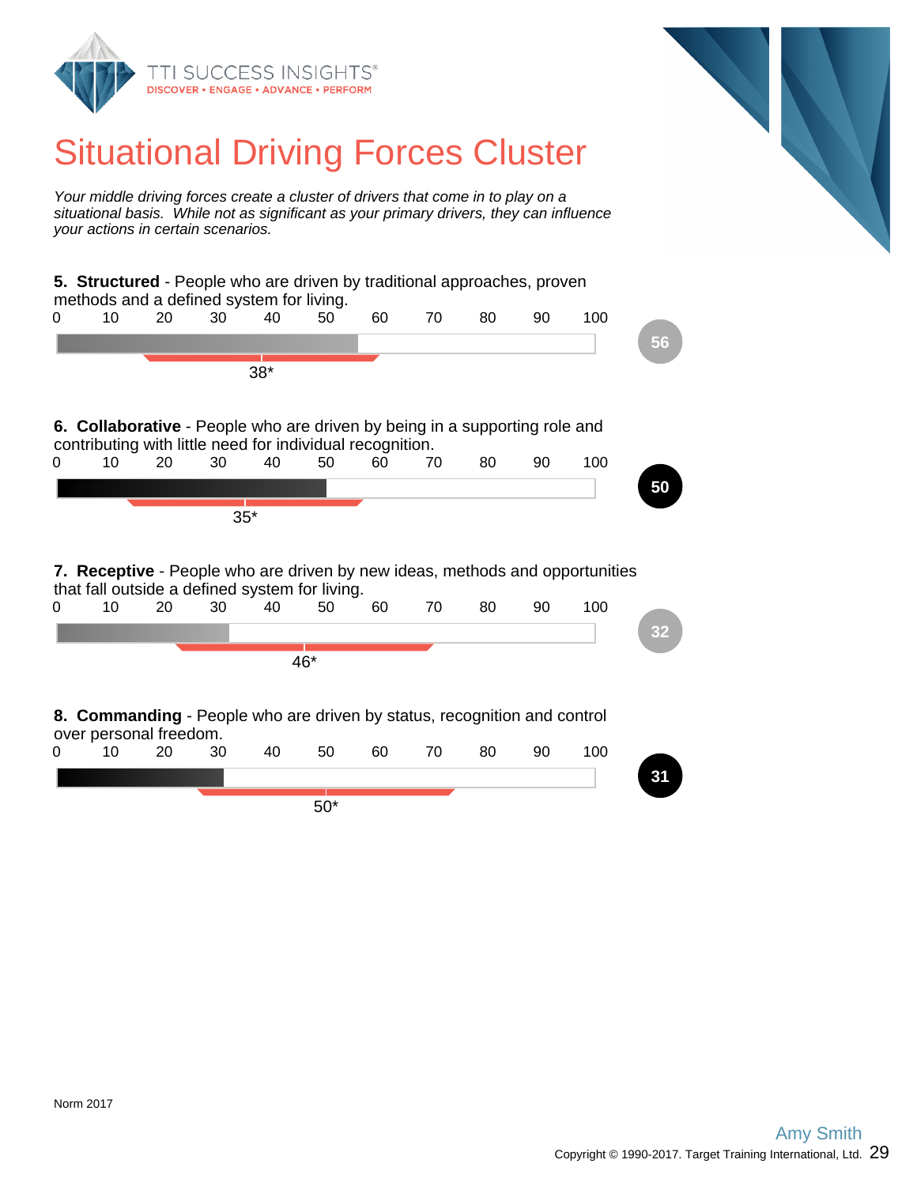# Situational Driving Forces Cluster

*Your middle driving forces create a cluster of drivers that come in to play on a situational basis. While not as significant as your primary drivers, they can influence your actions in certain scenarios.*

**5. Structured** - People who are driven by traditional approaches, proven methods and a defined system for living.

0 10 20 30 40 50 60 70 80 90 100

38*

**56**

**6. Collaborative** - People who are driven by being in a supporting role and contributing with little need for individual recognition.

0 10 20 30 40 50 60 70 80 90 100

35*

**50**

**7. Receptive** - People who are driven by new ideas, methods and opportunities that fall outside a defined system for living.

0 10 20 30 40 50 60 70 80 90 100

46*

**32**

**8. Commanding** - People who are driven by status, recognition and control over personal freedom.

0 10 20 30 40 50 60 70 80 90 100

50*

**31**

Norm 2017

Amy Smith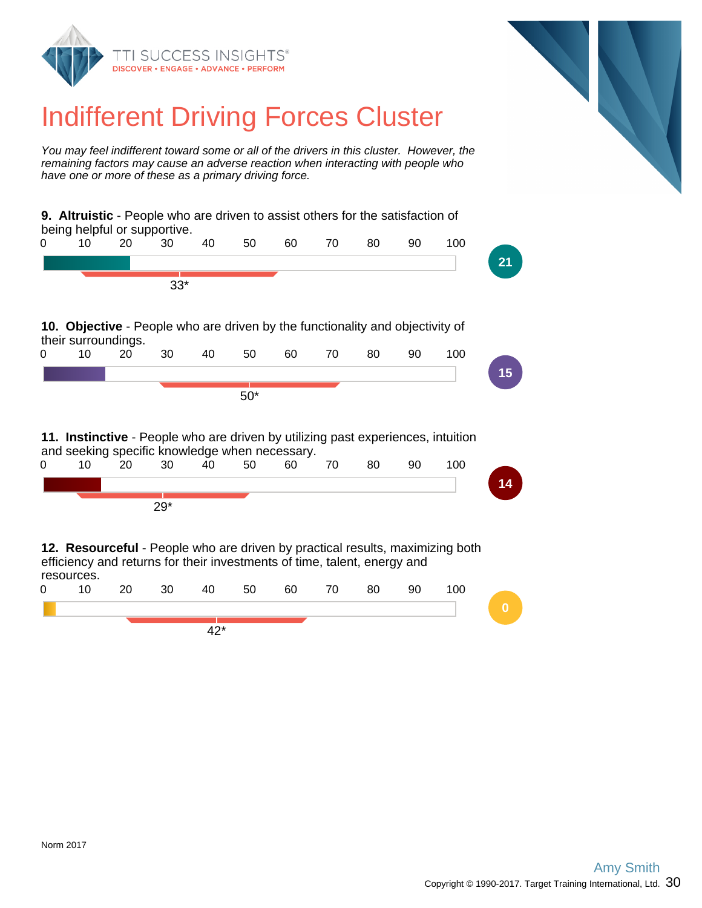# Indifferent Driving Forces Cluster

*You may feel indifferent toward some or all of the drivers in this cluster. However, the remaining factors may cause an adverse reaction when interacting with people who have one or more of these as a primary driving force.*

**9. Altruistic** - People who are driven to assist others for the satisfaction of being helpful or supportive.

0 10 20 30 40 50 60 70 80 90 100

33*

21

**10. Objective** - People who are driven by the functionality and objectivity of their surroundings.

0 10 20 30 40 50 60 70 80 90 100

50*

15

**11. Instinctive** - People who are driven by utilizing past experiences, intuition and seeking specific knowledge when necessary.

0 10 20 30 40 50 60 70 80 90 100

29*

14

**12. Resourceful** - People who are driven by practical results, maximizing both efficiency and returns for their investments of time, talent, energy and resources.

0 10 20 30 40 50 60 70 80 90 100

42*

0

Norm 2017

Amy Smith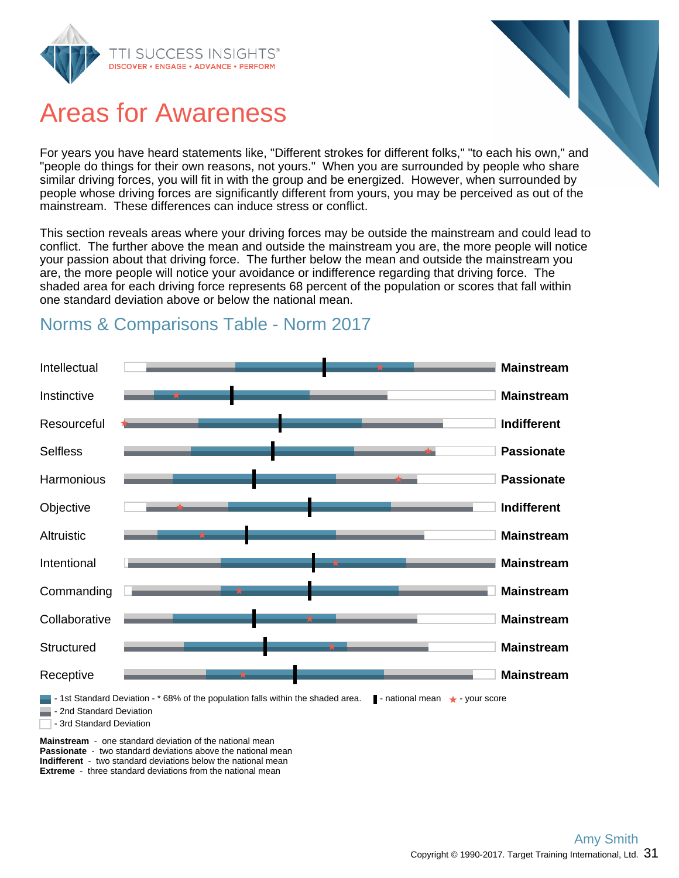# Areas for Awareness

For years you have heard statements like, "Different strokes for different folks," "to each his own," and "people do things for their own reasons, not yours." When you are surrounded by people who share similar driving forces, you will fit in with the group and be energized. However, when surrounded by people whose driving forces are significantly different from yours, you may be perceived as out of the mainstream. These differences can induce stress or conflict.

This section reveals areas where your driving forces may be outside the mainstream and could lead to conflict. The further above the mean and outside the mainstream you are, the more people will notice your passion about that driving force. The further below the mean and outside the mainstream you are, the more people will notice your avoidance or indifference regarding that driving force. The shaded area for each driving force represents 68 percent of the population or scores that fall within one standard deviation above or below the national mean.

## Norms & Comparisons Table - Norm 2017

| Driving Force | Result |
|---|---|
| Intellectual | **Mainstream** |
| Instinctive | **Mainstream** |
| Resourceful | **Indifferent** |
| Selfless | **Passionate** |
| Harmonious | **Passionate** |
| Objective | **Indifferent** |
| Altruistic | **Mainstream** |
| Intentional | **Mainstream** |
| Commanding | **Mainstream** |
| Collaborative | **Mainstream** |
| Structured | **Mainstream** |
| Receptive | **Mainstream** |

- 1st Standard Deviation - * 68% of the population falls within the shaded area.
- national mean
- your score
- 2nd Standard Deviation
- 3rd Standard Deviation

**Mainstream** - one standard deviation of the national mean
**Passionate** - two standard deviations above the national mean
**Indifferent** - two standard deviations below the national mean
**Extreme** - three standard deviations from the national mean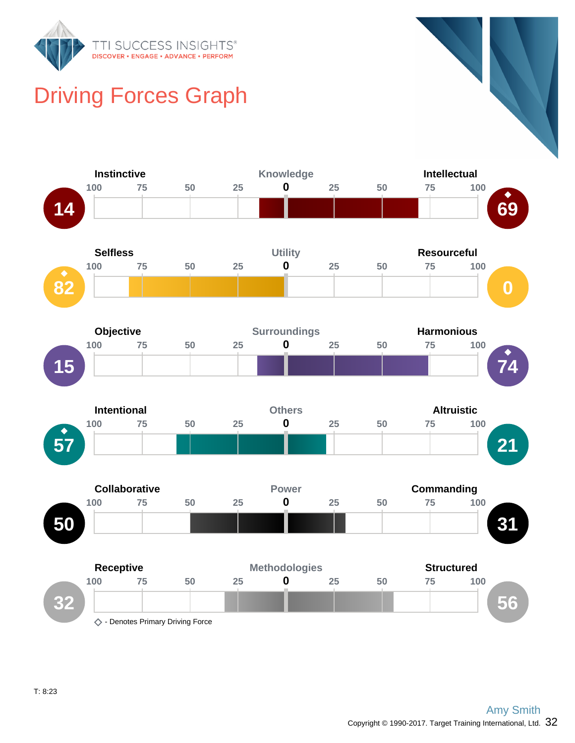# Driving Forces Graph

| Left Score | Left Label | Motivator | Right Label | Right Score |
|---|---|---|---|---|
| 14 | Instinctive | Knowledge | Intellectual | ◆ 69 |
| ◆ 82 | Selfless | Utility | Resourceful | 0 |
| 15 | Objective | Surroundings | Harmonious | ◆ 74 |
| ◆ 57 | Intentional | Others | Altruistic | 21 |
| 50 | Collaborative | Power | Commanding | 31 |
| 32 | Receptive | Methodologies | Structured | 56 |

◇ - Denotes Primary Driving Force

T: 8:23

Amy Smith

Copyright © 1990-2017. Target Training International, Ltd.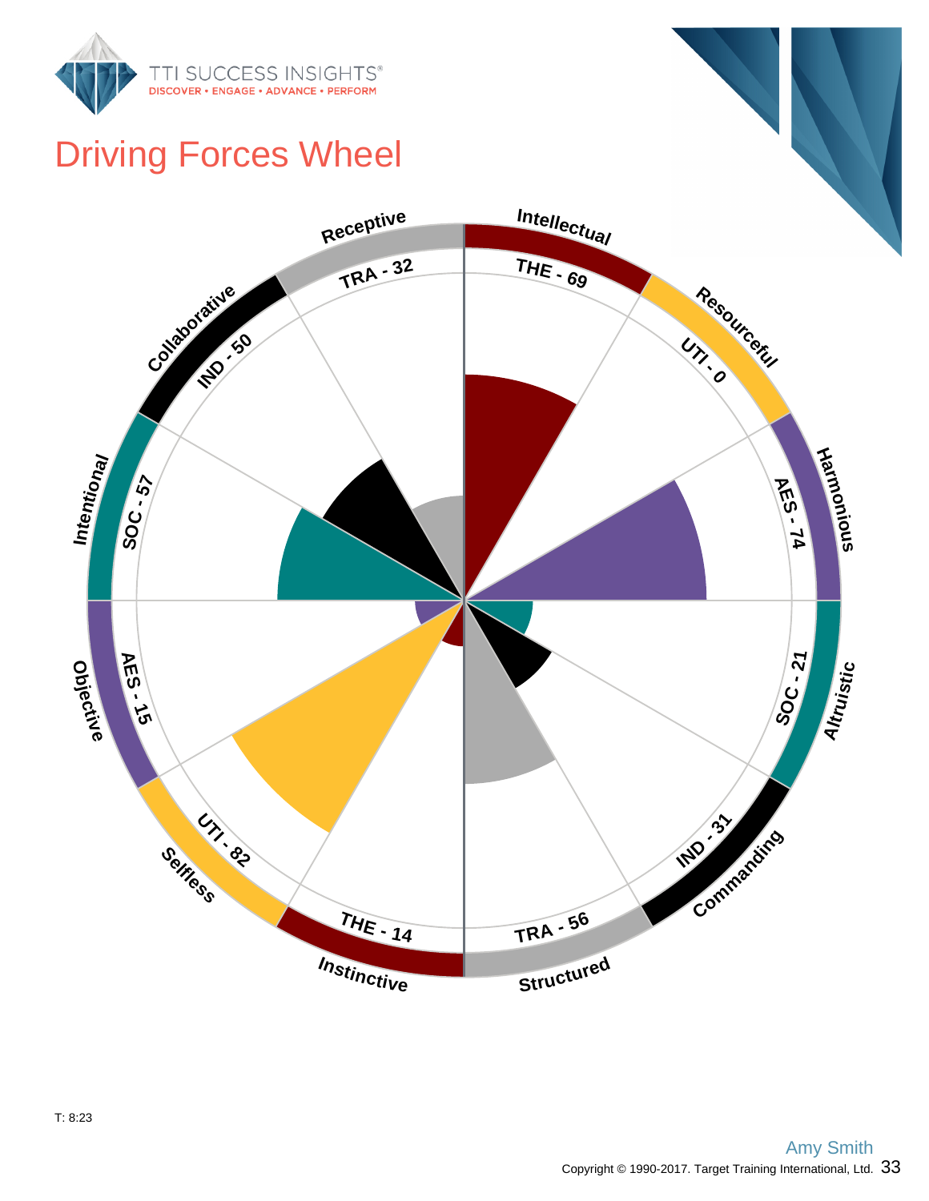# Driving Forces Wheel

Receptive
TRA - 32

Intellectual
THE - 69

Resourceful
UTI - 0

Harmonious
AES - 74

Altruistic
SOC - 21

Commanding
IND - 31

Structured
TRA - 56

Instinctive
THE - 14

Selfless
UTI - 82

Objective
AES - 15

Intentional
SOC - 57

Collaborative
IND - 50

T: 8:23

Amy Smith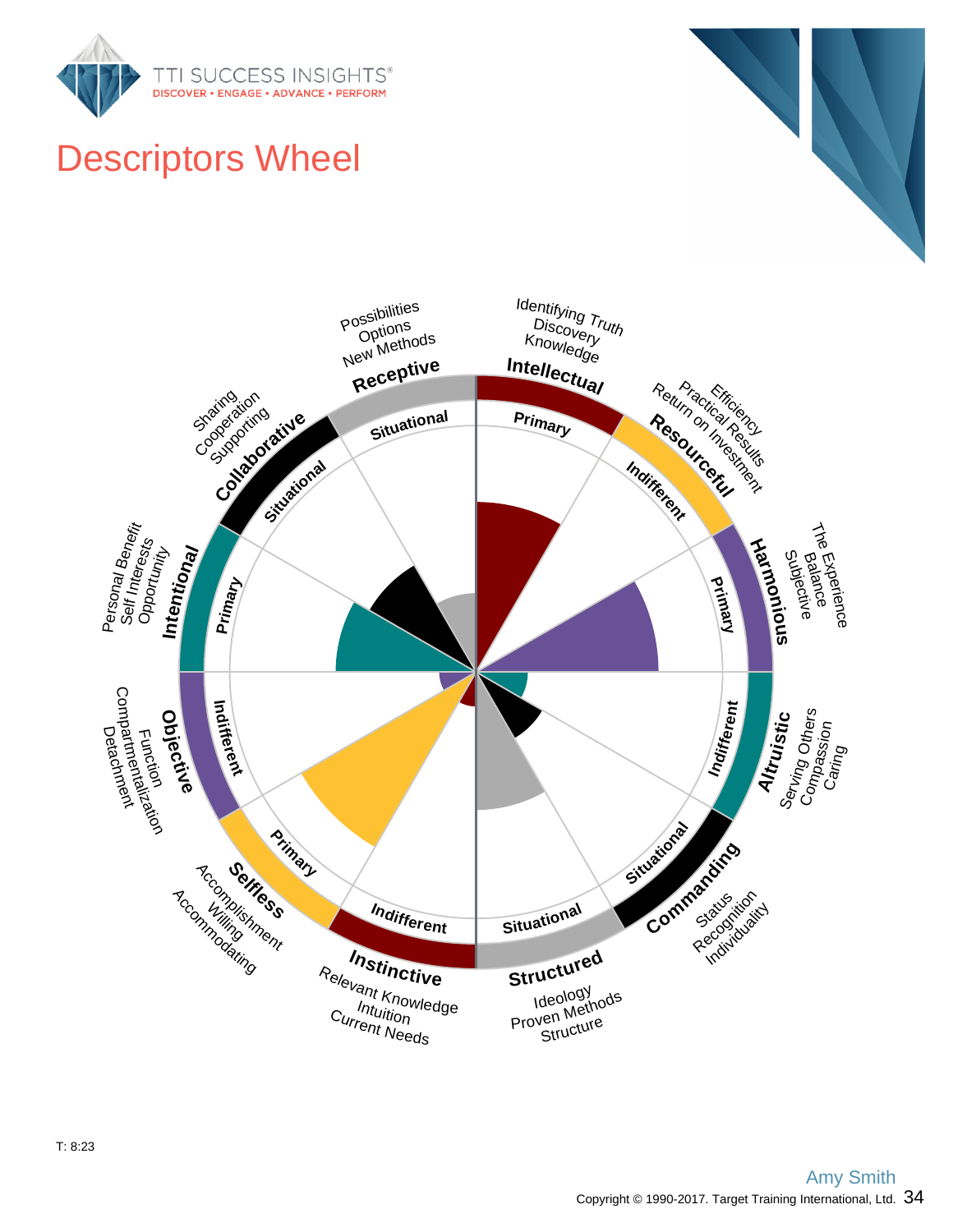# Descriptors Wheel

**Receptive** — Situational
Possibilities
Options
New Methods

**Intellectual** — Primary
Identifying Truth
Discovery
Knowledge

**Resourceful** — Indifferent
Efficiency
Practical Results
Return on Investment

**Harmonious** — Primary
The Experience
Balance
Subjective

**Altruistic** — Indifferent
Serving Others
Compassion
Caring

**Commanding** — Situational
Status
Recognition
Individuality

**Structured** — Situational
Ideology
Proven Methods
Structure

**Instinctive** — Indifferent
Relevant Knowledge
Intuition
Current Needs

**Selfless** — Primary
Accomplishment
Willing
Accommodating

**Objective** — Indifferent
Function
Compartmentalization
Detachment

**Intentional** — Primary
Personal Benefit
Self Interests
Opportunity

**Collaborative** — Situational
Sharing
Cooperation
Supporting

T: 8:23

Amy Smith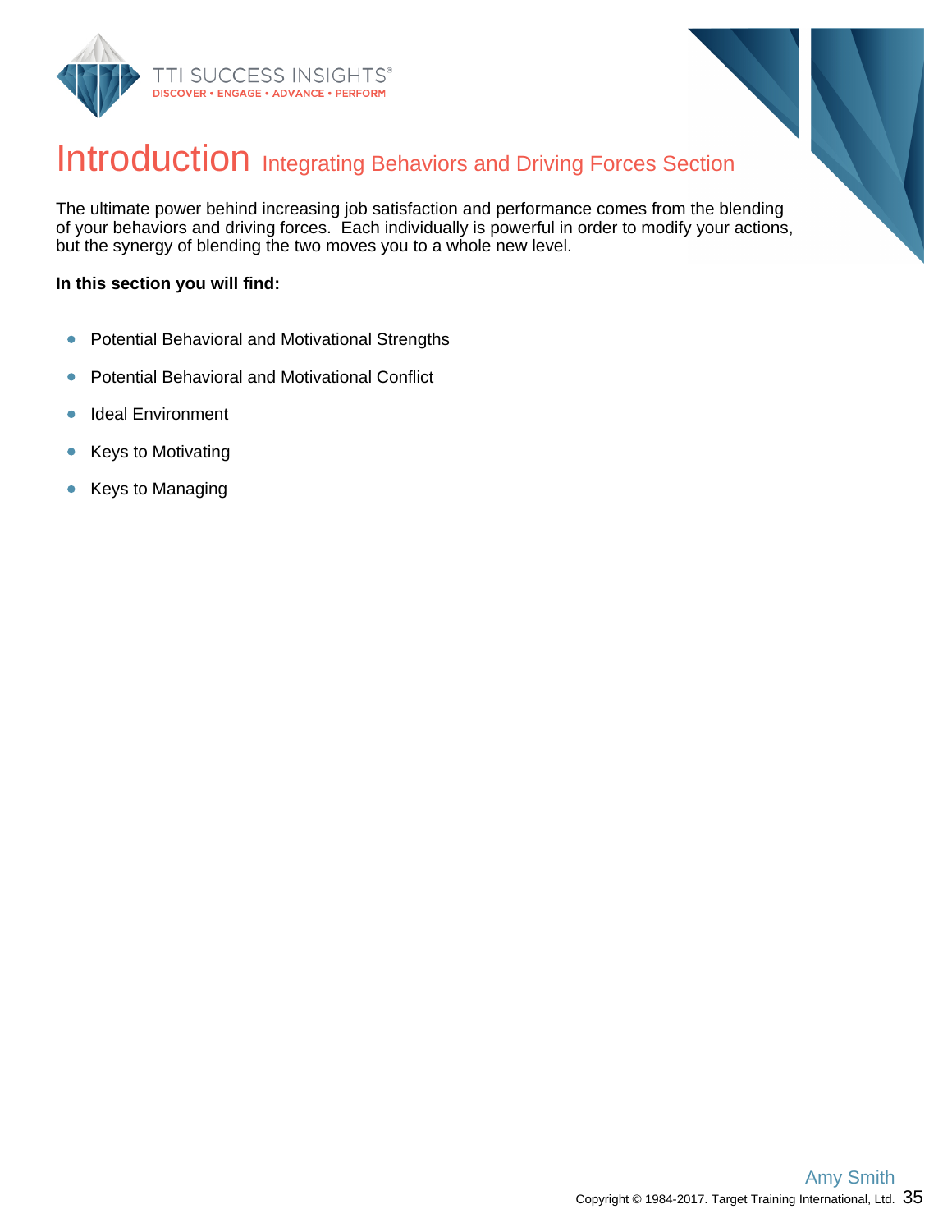# Introduction Integrating Behaviors and Driving Forces Section

The ultimate power behind increasing job satisfaction and performance comes from the blending of your behaviors and driving forces. Each individually is powerful in order to modify your actions, but the synergy of blending the two moves you to a whole new level.

**In this section you will find:**

- Potential Behavioral and Motivational Strengths
- Potential Behavioral and Motivational Conflict
- Ideal Environment
- Keys to Motivating
- Keys to Managing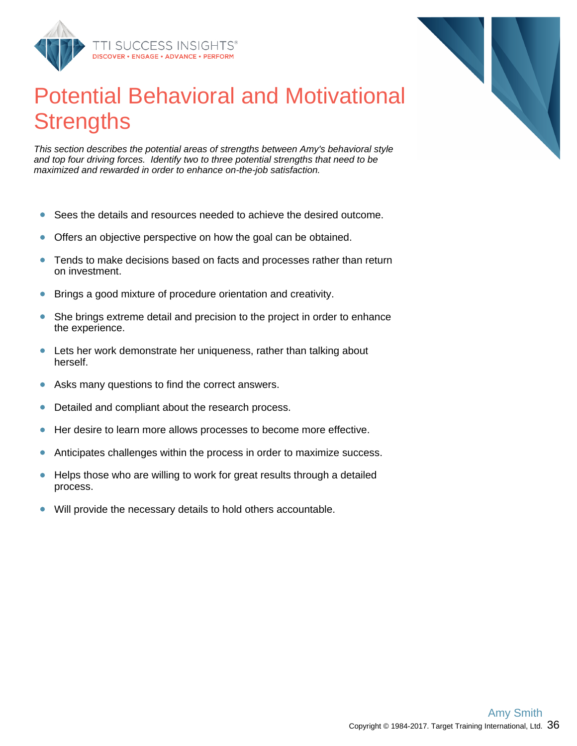# Potential Behavioral and Motivational Strengths

*This section describes the potential areas of strengths between Amy's behavioral style and top four driving forces. Identify two to three potential strengths that need to be maximized and rewarded in order to enhance on-the-job satisfaction.*

- Sees the details and resources needed to achieve the desired outcome.
- Offers an objective perspective on how the goal can be obtained.
- Tends to make decisions based on facts and processes rather than return on investment.
- Brings a good mixture of procedure orientation and creativity.
- She brings extreme detail and precision to the project in order to enhance the experience.
- Lets her work demonstrate her uniqueness, rather than talking about herself.
- Asks many questions to find the correct answers.
- Detailed and compliant about the research process.
- Her desire to learn more allows processes to become more effective.
- Anticipates challenges within the process in order to maximize success.
- Helps those who are willing to work for great results through a detailed process.
- Will provide the necessary details to hold others accountable.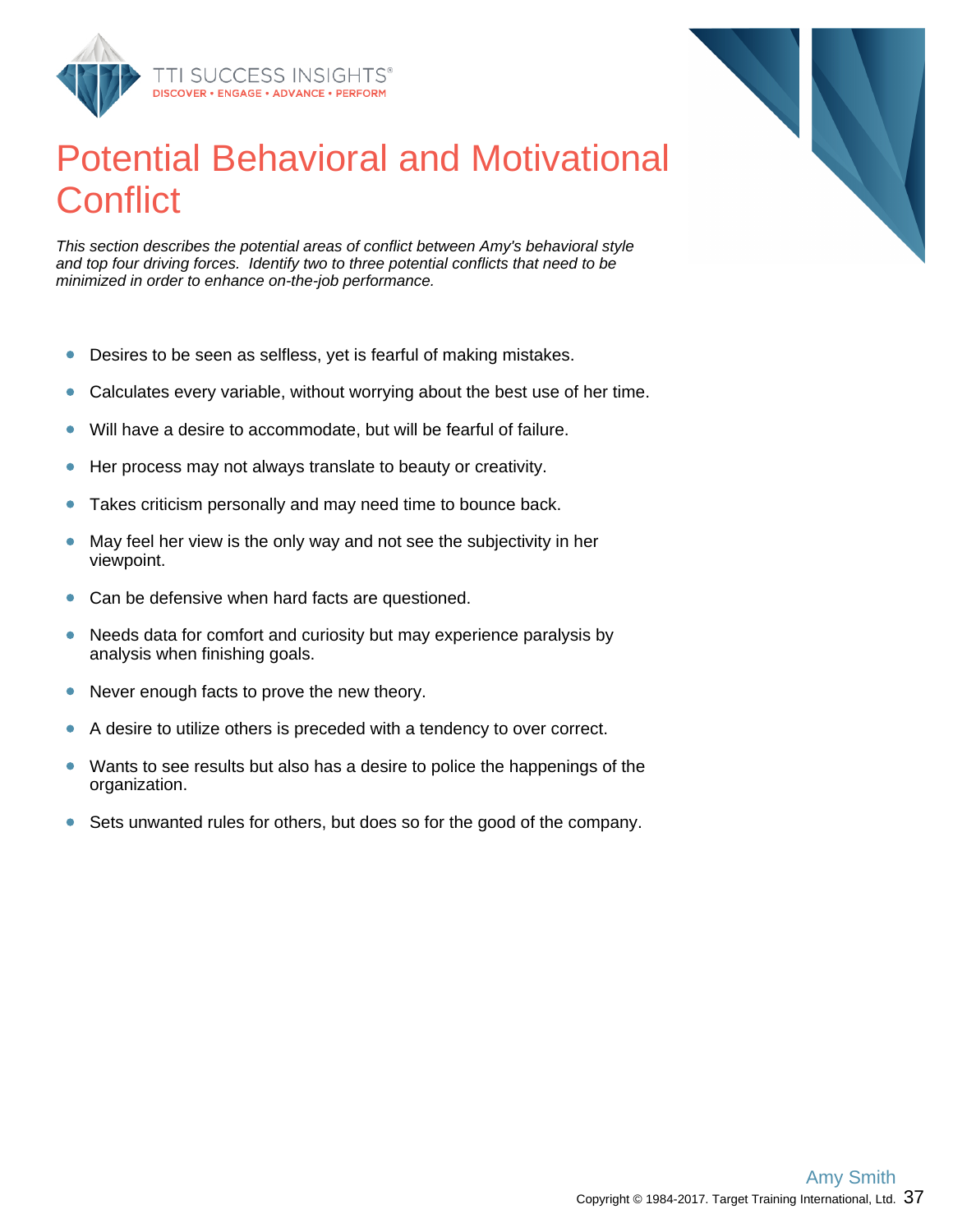# Potential Behavioral and Motivational Conflict

*This section describes the potential areas of conflict between Amy's behavioral style and top four driving forces. Identify two to three potential conflicts that need to be minimized in order to enhance on-the-job performance.*

- Desires to be seen as selfless, yet is fearful of making mistakes.
- Calculates every variable, without worrying about the best use of her time.
- Will have a desire to accommodate, but will be fearful of failure.
- Her process may not always translate to beauty or creativity.
- Takes criticism personally and may need time to bounce back.
- May feel her view is the only way and not see the subjectivity in her viewpoint.
- Can be defensive when hard facts are questioned.
- Needs data for comfort and curiosity but may experience paralysis by analysis when finishing goals.
- Never enough facts to prove the new theory.
- A desire to utilize others is preceded with a tendency to over correct.
- Wants to see results but also has a desire to police the happenings of the organization.
- Sets unwanted rules for others, but does so for the good of the company.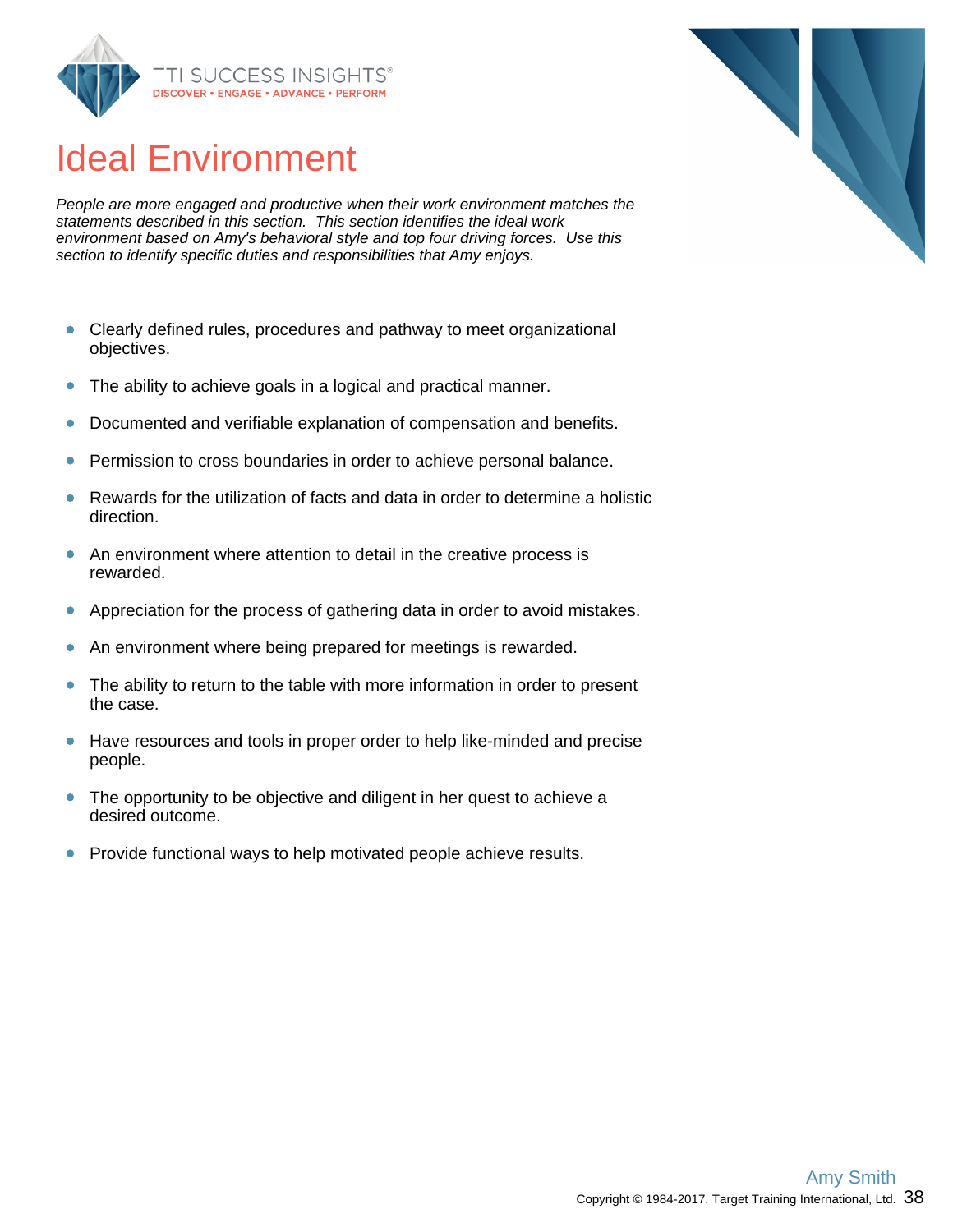# Ideal Environment

*People are more engaged and productive when their work environment matches the statements described in this section. This section identifies the ideal work environment based on Amy's behavioral style and top four driving forces. Use this section to identify specific duties and responsibilities that Amy enjoys.*

- Clearly defined rules, procedures and pathway to meet organizational objectives.
- The ability to achieve goals in a logical and practical manner.
- Documented and verifiable explanation of compensation and benefits.
- Permission to cross boundaries in order to achieve personal balance.
- Rewards for the utilization of facts and data in order to determine a holistic direction.
- An environment where attention to detail in the creative process is rewarded.
- Appreciation for the process of gathering data in order to avoid mistakes.
- An environment where being prepared for meetings is rewarded.
- The ability to return to the table with more information in order to present the case.
- Have resources and tools in proper order to help like-minded and precise people.
- The opportunity to be objective and diligent in her quest to achieve a desired outcome.
- Provide functional ways to help motivated people achieve results.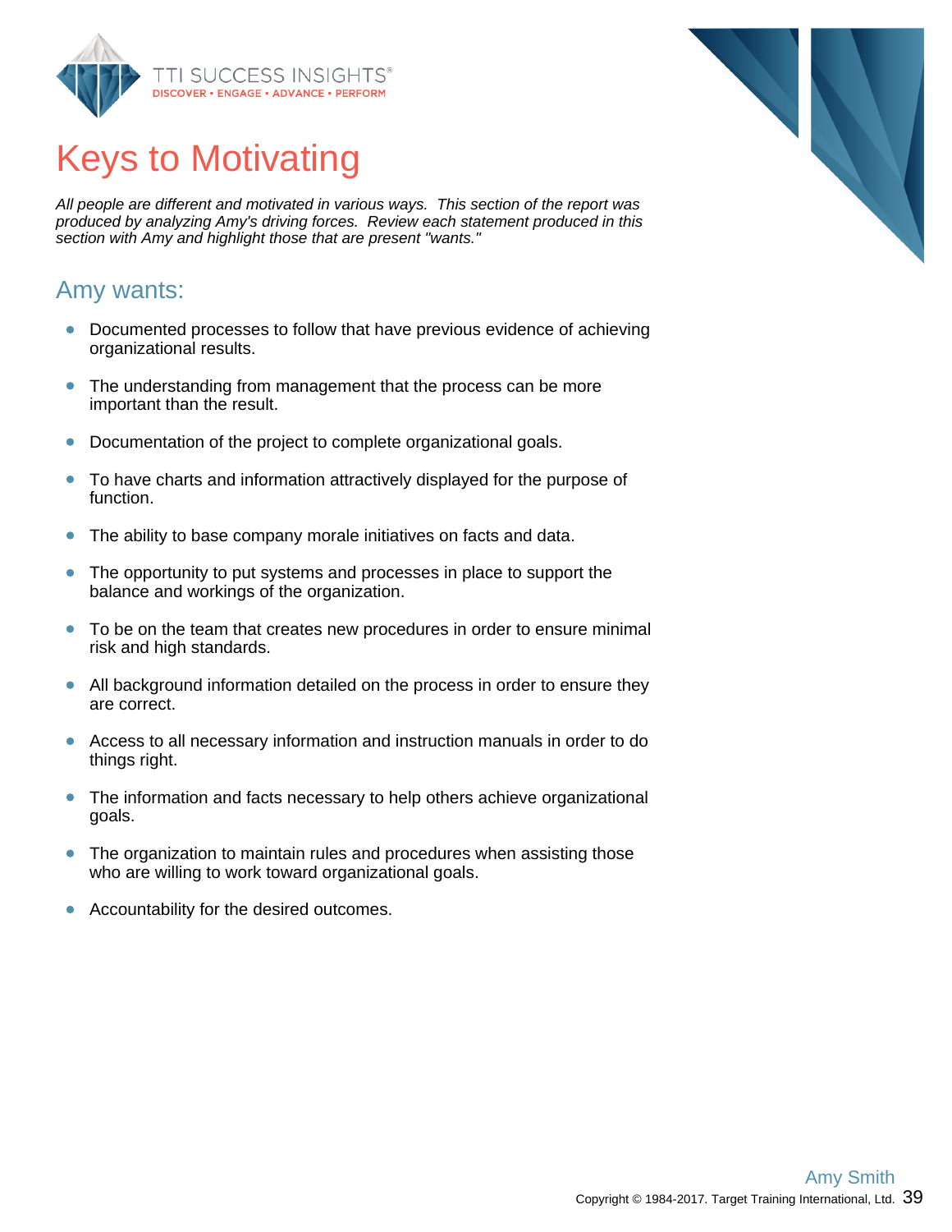# Keys to Motivating

*All people are different and motivated in various ways. This section of the report was produced by analyzing Amy's driving forces. Review each statement produced in this section with Amy and highlight those that are present "wants."*

## Amy wants:

- Documented processes to follow that have previous evidence of achieving organizational results.
- The understanding from management that the process can be more important than the result.
- Documentation of the project to complete organizational goals.
- To have charts and information attractively displayed for the purpose of function.
- The ability to base company morale initiatives on facts and data.
- The opportunity to put systems and processes in place to support the balance and workings of the organization.
- To be on the team that creates new procedures in order to ensure minimal risk and high standards.
- All background information detailed on the process in order to ensure they are correct.
- Access to all necessary information and instruction manuals in order to do things right.
- The information and facts necessary to help others achieve organizational goals.
- The organization to maintain rules and procedures when assisting those who are willing to work toward organizational goals.
- Accountability for the desired outcomes.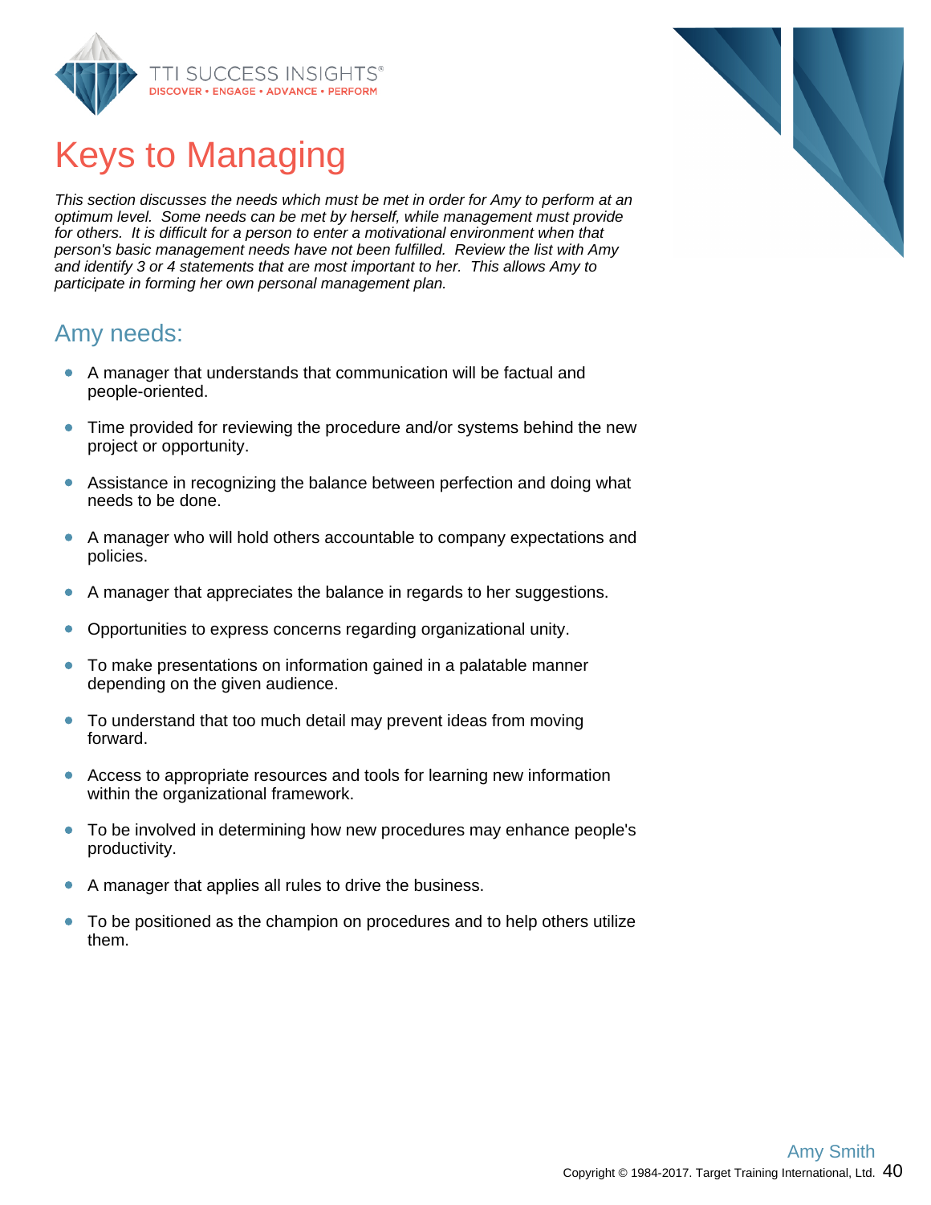# Keys to Managing

*This section discusses the needs which must be met in order for Amy to perform at an optimum level. Some needs can be met by herself, while management must provide for others. It is difficult for a person to enter a motivational environment when that person's basic management needs have not been fulfilled. Review the list with Amy and identify 3 or 4 statements that are most important to her. This allows Amy to participate in forming her own personal management plan.*

## Amy needs:

- A manager that understands that communication will be factual and people-oriented.
- Time provided for reviewing the procedure and/or systems behind the new project or opportunity.
- Assistance in recognizing the balance between perfection and doing what needs to be done.
- A manager who will hold others accountable to company expectations and policies.
- A manager that appreciates the balance in regards to her suggestions.
- Opportunities to express concerns regarding organizational unity.
- To make presentations on information gained in a palatable manner depending on the given audience.
- To understand that too much detail may prevent ideas from moving forward.
- Access to appropriate resources and tools for learning new information within the organizational framework.
- To be involved in determining how new procedures may enhance people's productivity.
- A manager that applies all rules to drive the business.
- To be positioned as the champion on procedures and to help others utilize them.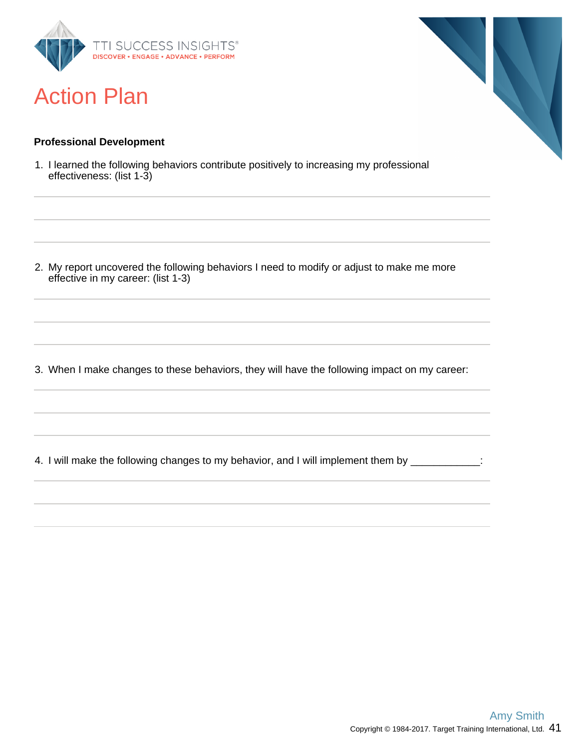# Action Plan

**Professional Development**

1. I learned the following behaviors contribute positively to increasing my professional effectiveness: (list 1-3)

2. My report uncovered the following behaviors I need to modify or adjust to make me more effective in my career: (list 1-3)

3. When I make changes to these behaviors, they will have the following impact on my career:

4. I will make the following changes to my behavior, and I will implement them by ____________: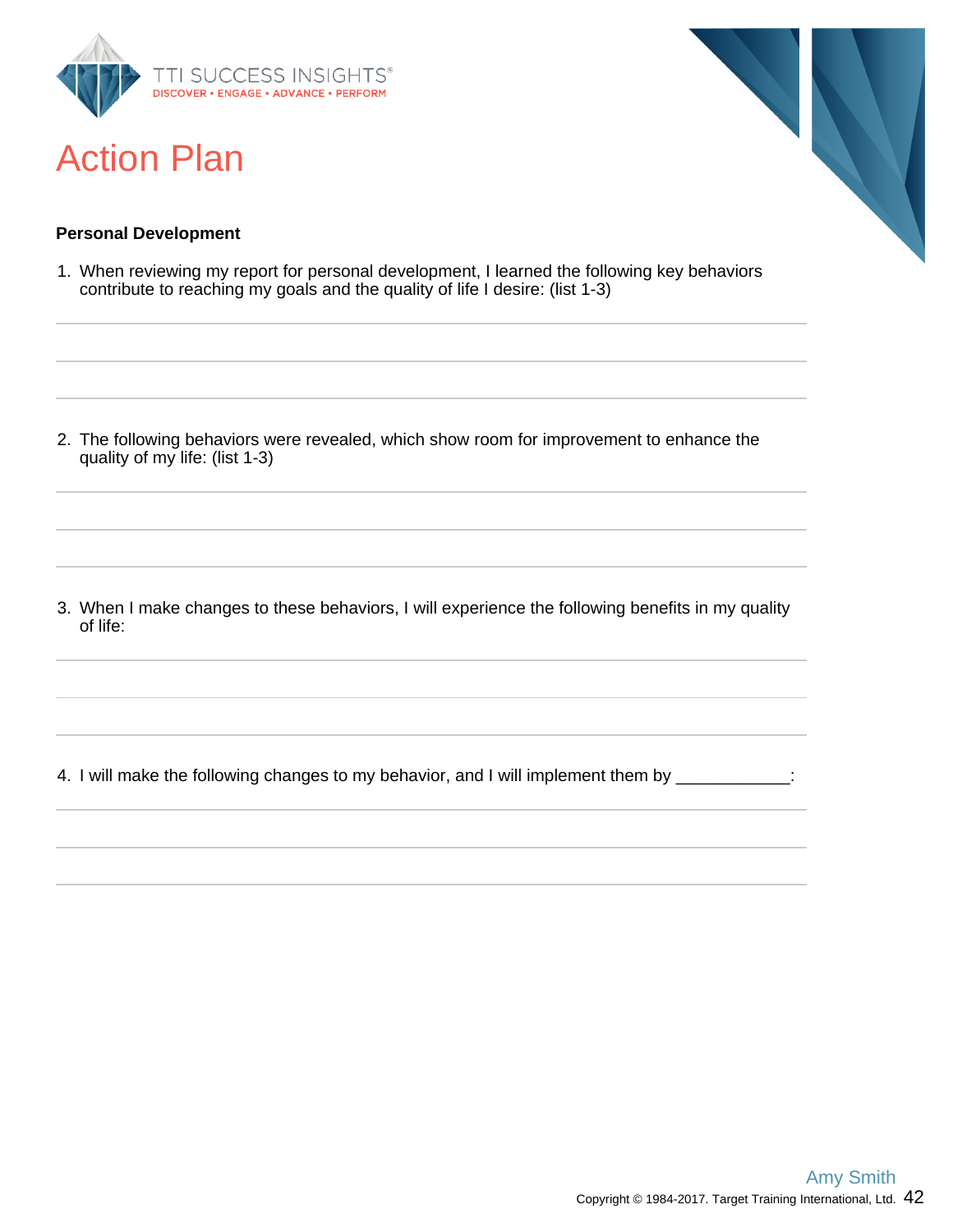# Action Plan

**Personal Development**

1. When reviewing my report for personal development, I learned the following key behaviors contribute to reaching my goals and the quality of life I desire: (list 1-3)

2. The following behaviors were revealed, which show room for improvement to enhance the quality of my life: (list 1-3)

3. When I make changes to these behaviors, I will experience the following benefits in my quality of life:

4. I will make the following changes to my behavior, and I will implement them by ____________: